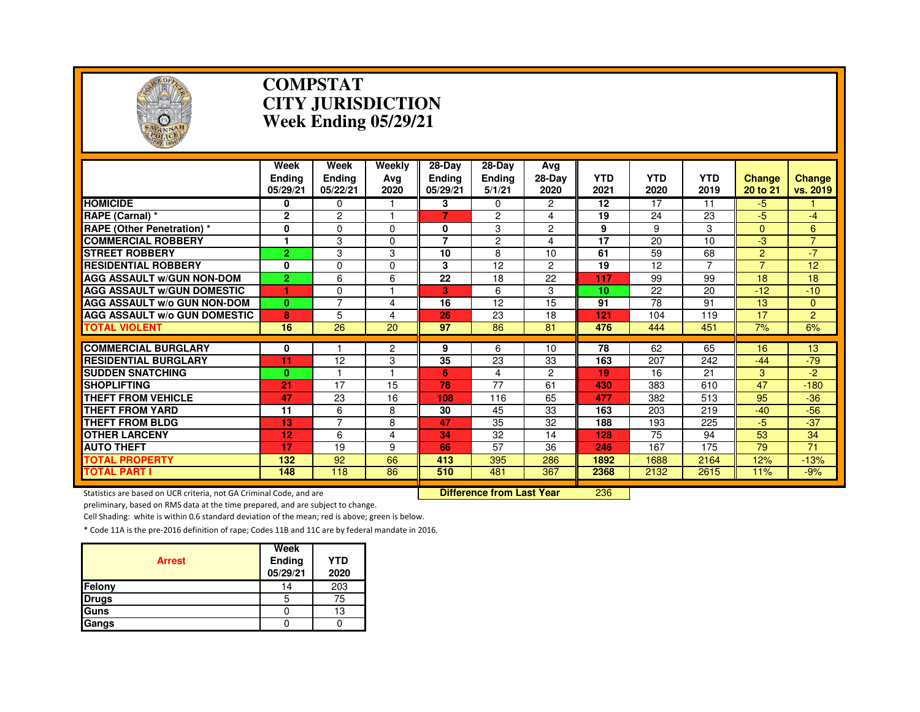# COMPSTAT
# CITY JURISDICTION
# Week Ending 05/29/21

| | Week Ending 05/29/21 | Week Ending 05/22/21 | Weekly Avg 2020 | 28-Day Ending 05/29/21 | 28-Day Ending 5/1/21 | Avg 28-Day 2020 | YTD 2021 | YTD 2020 | YTD 2019 | Change 20 to 21 | Change vs. 2019 |
|---|---|---|---|---|---|---|---|---|---|---|---|
| HOMICIDE | 0 | 0 | 1 | 3 | 0 | 2 | 12 | 17 | 11 | -5 | 1 |
| RAPE (Carnal) * | 2 | 2 | 1 | 7 | 2 | 4 | 19 | 24 | 23 | -5 | -4 |
| RAPE (Other Penetration) * | 0 | 0 | 0 | 0 | 3 | 2 | 9 | 9 | 3 | 0 | 6 |
| COMMERCIAL ROBBERY | 1 | 3 | 0 | 7 | 2 | 4 | 17 | 20 | 10 | -3 | 7 |
| STREET ROBBERY | 2 | 3 | 3 | 10 | 8 | 10 | 61 | 59 | 68 | 2 | -7 |
| RESIDENTIAL ROBBERY | 0 | 0 | 0 | 3 | 12 | 2 | 19 | 12 | 7 | 7 | 12 |
| AGG ASSAULT w/GUN NON-DOM | 2 | 6 | 6 | 22 | 18 | 22 | 117 | 99 | 99 | 18 | 18 |
| AGG ASSAULT w/GUN DOMESTIC | 1 | 0 | 1 | 3 | 6 | 3 | 10 | 22 | 20 | -12 | -10 |
| AGG ASSAULT w/o GUN NON-DOM | 0 | 7 | 4 | 16 | 12 | 15 | 91 | 78 | 91 | 13 | 0 |
| AGG ASSAULT w/o GUN DOMESTIC | 8 | 5 | 4 | 26 | 23 | 18 | 121 | 104 | 119 | 17 | 2 |
| TOTAL VIOLENT | 16 | 26 | 20 | 97 | 86 | 81 | 476 | 444 | 451 | 7% | 6% |
| COMMERCIAL BURGLARY | 0 | 1 | 2 | 9 | 6 | 10 | 78 | 62 | 65 | 16 | 13 |
| RESIDENTIAL BURGLARY | 11 | 12 | 3 | 35 | 23 | 33 | 163 | 207 | 242 | -44 | -79 |
| SUDDEN SNATCHING | 0 | 1 | 1 | 6 | 4 | 2 | 19 | 16 | 21 | 3 | -2 |
| SHOPLIFTING | 21 | 17 | 15 | 78 | 77 | 61 | 430 | 383 | 610 | 47 | -180 |
| THEFT FROM VEHICLE | 47 | 23 | 16 | 108 | 116 | 65 | 477 | 382 | 513 | 95 | -36 |
| THEFT FROM YARD | 11 | 6 | 8 | 30 | 45 | 33 | 163 | 203 | 219 | -40 | -56 |
| THEFT FROM BLDG | 13 | 7 | 8 | 47 | 35 | 32 | 188 | 193 | 225 | -5 | -37 |
| OTHER LARCENY | 12 | 6 | 4 | 34 | 32 | 14 | 128 | 75 | 94 | 53 | 34 |
| AUTO THEFT | 17 | 19 | 9 | 66 | 57 | 36 | 246 | 167 | 175 | 79 | 71 |
| TOTAL PROPERTY | 132 | 92 | 66 | 413 | 395 | 286 | 1892 | 1688 | 2164 | 12% | -13% |
| TOTAL PART I | 148 | 118 | 86 | 510 | 481 | 367 | 2368 | 2132 | 2615 | 11% | -9% |

**Difference from Last Year**: 236

Statistics are based on UCR criteria, not GA Criminal Code, and are preliminary, based on RMS data at the time prepared, and are subject to change.

Cell Shading: white is within 0.6 standard deviation of the mean; red is above; green is below.

* Code 11A is the pre-2016 definition of rape; Codes 11B and 11C are by federal mandate in 2016.

| Arrest | Week Ending 05/29/21 | YTD 2020 |
|---|---|---|
| Felony | 14 | 203 |
| Drugs | 5 | 75 |
| Guns | 0 | 13 |
| Gangs | 0 | 0 |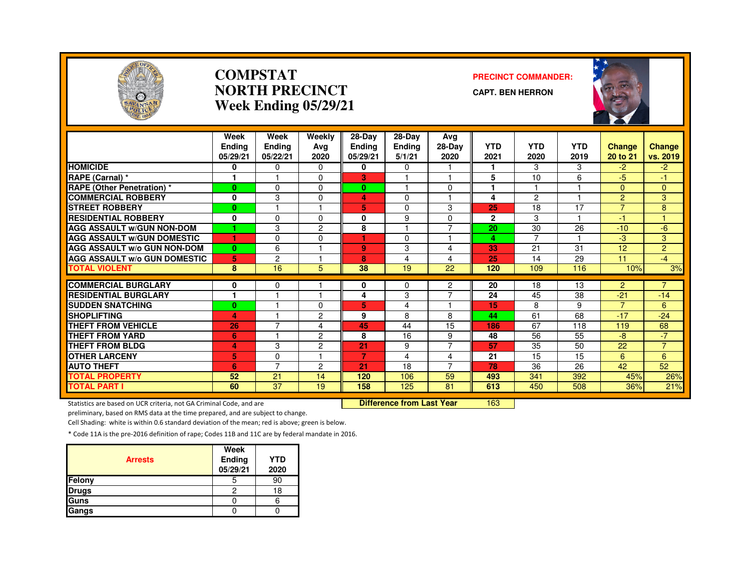# COMPSTAT
# NORTH PRECINCT
## Week Ending 05/29/21

**PRECINCT COMMANDER:**

**CAPT. BEN HERRON**

| | Week Ending 05/29/21 | Week Ending 05/22/21 | Weekly Avg 2020 | 28-Day Ending 05/29/21 | 28-Day Ending 5/1/21 | Avg 28-Day 2020 | YTD 2021 | YTD 2020 | YTD 2019 | Change 20 to 21 | Change vs. 2019 |
|---|---|---|---|---|---|---|---|---|---|---|---|
| HOMICIDE | 0 | 0 | 0 | 0 | 0 | 1 | 1 | 3 | 3 | -2 | -2 |
| RAPE (Carnal) * | 1 | 1 | 0 | 3 | 1 | 1 | 5 | 10 | 6 | -5 | -1 |
| RAPE (Other Penetration) * | 0 | 0 | 0 | 0 | 1 | 0 | 1 | 1 | 1 | 0 | 0 |
| COMMERCIAL ROBBERY | 0 | 3 | 0 | 4 | 0 | 1 | 4 | 2 | 1 | 2 | 3 |
| STREET ROBBERY | 0 | 1 | 1 | 5 | 0 | 3 | 25 | 18 | 17 | 7 | 8 |
| RESIDENTIAL ROBBERY | 0 | 0 | 0 | 0 | 9 | 0 | 2 | 3 | 1 | -1 | 1 |
| AGG ASSAULT w/GUN NON-DOM | 1 | 3 | 2 | 8 | 1 | 7 | 20 | 30 | 26 | -10 | -6 |
| AGG ASSAULT w/GUN DOMESTIC | 1 | 0 | 0 | 1 | 0 | 1 | 4 | 7 | 1 | -3 | 3 |
| AGG ASSAULT w/o GUN NON-DOM | 0 | 6 | 1 | 9 | 3 | 4 | 33 | 21 | 31 | 12 | 2 |
| AGG ASSAULT w/o GUN DOMESTIC | 5 | 2 | 1 | 8 | 4 | 4 | 25 | 14 | 29 | 11 | -4 |
| TOTAL VIOLENT | 8 | 16 | 5 | 38 | 19 | 22 | 120 | 109 | 116 | 10% | 3% |
| COMMERCIAL BURGLARY | 0 | 0 | 1 | 0 | 0 | 2 | 20 | 18 | 13 | 2 | 7 |
| RESIDENTIAL BURGLARY | 1 | 1 | 1 | 4 | 3 | 7 | 24 | 45 | 38 | -21 | -14 |
| SUDDEN SNATCHING | 0 | 1 | 0 | 5 | 4 | 1 | 15 | 8 | 9 | 7 | 6 |
| SHOPLIFTING | 4 | 1 | 2 | 9 | 8 | 8 | 44 | 61 | 68 | -17 | -24 |
| THEFT FROM VEHICLE | 26 | 7 | 4 | 45 | 44 | 15 | 186 | 67 | 118 | 119 | 68 |
| THEFT FROM YARD | 6 | 1 | 2 | 8 | 16 | 9 | 48 | 56 | 55 | -8 | -7 |
| THEFT FROM BLDG | 4 | 3 | 2 | 21 | 9 | 7 | 57 | 35 | 50 | 22 | 7 |
| OTHER LARCENY | 5 | 0 | 1 | 7 | 4 | 4 | 21 | 15 | 15 | 6 | 6 |
| AUTO THEFT | 6 | 7 | 2 | 21 | 18 | 7 | 78 | 36 | 26 | 42 | 52 |
| TOTAL PROPERTY | 52 | 21 | 14 | 120 | 106 | 59 | 493 | 341 | 392 | 45% | 26% |
| TOTAL PART I | 60 | 37 | 19 | 158 | 125 | 81 | 613 | 450 | 508 | 36% | 21% |

**Difference from Last Year** 163

Statistics are based on UCR criteria, not GA Criminal Code, and are preliminary, based on RMS data at the time prepared, and are subject to change.

Cell Shading: white is within 0.6 standard deviation of the mean; red is above; green is below.

* Code 11A is the pre-2016 definition of rape; Codes 11B and 11C are by federal mandate in 2016.

| Arrests | Week Ending 05/29/21 | YTD 2020 |
|---|---|---|
| Felony | 5 | 90 |
| Drugs | 2 | 18 |
| Guns | 0 | 6 |
| Gangs | 0 | 0 |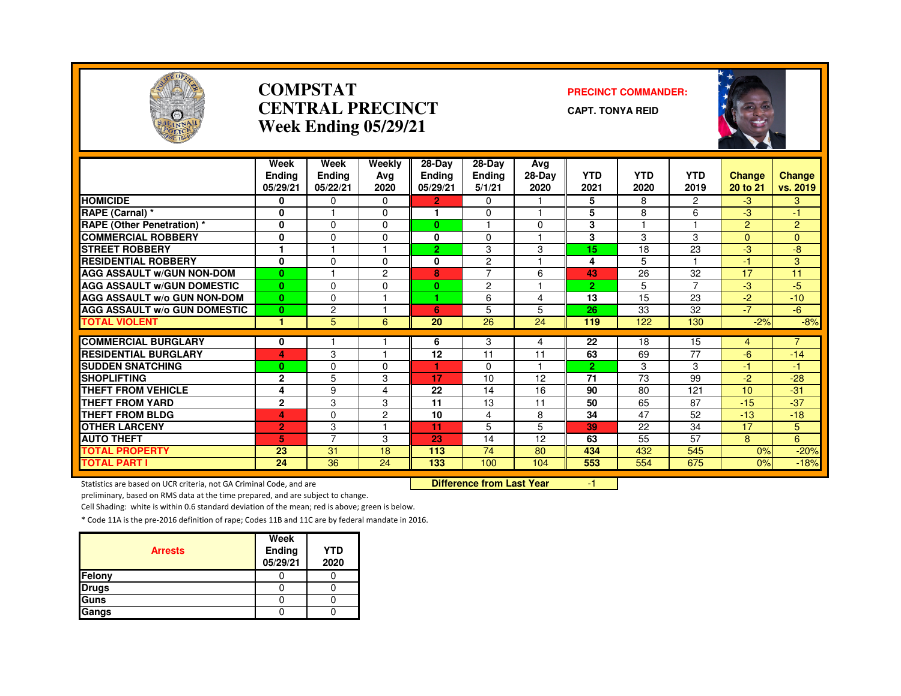# COMPSTAT
# CENTRAL PRECINCT
# Week Ending 05/29/21

**PRECINCT COMMANDER:**

**CAPT. TONYA REID**

| | Week Ending 05/29/21 | Week Ending 05/22/21 | Weekly Avg 2020 | 28-Day Ending 05/29/21 | 28-Day Ending 5/1/21 | Avg 28-Day 2020 | YTD 2021 | YTD 2020 | YTD 2019 | Change 20 to 21 | Change vs. 2019 |
|---|---|---|---|---|---|---|---|---|---|---|---|
| HOMICIDE | 0 | 0 | 0 | 2 | 0 | 1 | 5 | 8 | 2 | -3 | 3 |
| RAPE (Carnal) * | 0 | 1 | 0 | 1 | 0 | 1 | 5 | 8 | 6 | -3 | -1 |
| RAPE (Other Penetration) * | 0 | 0 | 0 | 0 | 1 | 0 | 3 | 1 | 1 | 2 | 2 |
| COMMERCIAL ROBBERY | 0 | 0 | 0 | 0 | 0 | 1 | 3 | 3 | 3 | 0 | 0 |
| STREET ROBBERY | 1 | 1 | 1 | 2 | 3 | 3 | 15 | 18 | 23 | -3 | -8 |
| RESIDENTIAL ROBBERY | 0 | 0 | 0 | 0 | 2 | 1 | 4 | 5 | 1 | -1 | 3 |
| AGG ASSAULT w/GUN NON-DOM | 0 | 1 | 2 | 8 | 7 | 6 | 43 | 26 | 32 | 17 | 11 |
| AGG ASSAULT w/GUN DOMESTIC | 0 | 0 | 0 | 0 | 2 | 1 | 2 | 5 | 7 | -3 | -5 |
| AGG ASSAULT w/o GUN NON-DOM | 0 | 0 | 1 | 1 | 6 | 4 | 13 | 15 | 23 | -2 | -10 |
| AGG ASSAULT w/o GUN DOMESTIC | 0 | 2 | 1 | 6 | 5 | 5 | 26 | 33 | 32 | -7 | -6 |
| TOTAL VIOLENT | 1 | 5 | 6 | 20 | 26 | 24 | 119 | 122 | 130 | -2% | -8% |
| COMMERCIAL BURGLARY | 0 | 1 | 1 | 6 | 3 | 4 | 22 | 18 | 15 | 4 | 7 |
| RESIDENTIAL BURGLARY | 4 | 3 | 1 | 12 | 11 | 11 | 63 | 69 | 77 | -6 | -14 |
| SUDDEN SNATCHING | 0 | 0 | 0 | 1 | 0 | 1 | 2 | 3 | 3 | -1 | -1 |
| SHOPLIFTING | 2 | 5 | 3 | 17 | 10 | 12 | 71 | 73 | 99 | -2 | -28 |
| THEFT FROM VEHICLE | 4 | 9 | 4 | 22 | 14 | 16 | 90 | 80 | 121 | 10 | -31 |
| THEFT FROM YARD | 2 | 3 | 3 | 11 | 13 | 11 | 50 | 65 | 87 | -15 | -37 |
| THEFT FROM BLDG | 4 | 0 | 2 | 10 | 4 | 8 | 34 | 47 | 52 | -13 | -18 |
| OTHER LARCENY | 2 | 3 | 1 | 11 | 5 | 5 | 39 | 22 | 34 | 17 | 5 |
| AUTO THEFT | 5 | 7 | 3 | 23 | 14 | 12 | 63 | 55 | 57 | 8 | 6 |
| TOTAL PROPERTY | 23 | 31 | 18 | 113 | 74 | 80 | 434 | 432 | 545 | 0% | -20% |
| TOTAL PART I | 24 | 36 | 24 | 133 | 100 | 104 | 553 | 554 | 675 | 0% | -18% |

**Difference from Last Year** -1

Statistics are based on UCR criteria, not GA Criminal Code, and are preliminary, based on RMS data at the time prepared, and are subject to change.

Cell Shading: white is within 0.6 standard deviation of the mean; red is above; green is below.

* Code 11A is the pre-2016 definition of rape; Codes 11B and 11C are by federal mandate in 2016.

| Arrests | Week Ending 05/29/21 | YTD 2020 |
|---|---|---|
| Felony | 0 | 0 |
| Drugs | 0 | 0 |
| Guns | 0 | 0 |
| Gangs | 0 | 0 |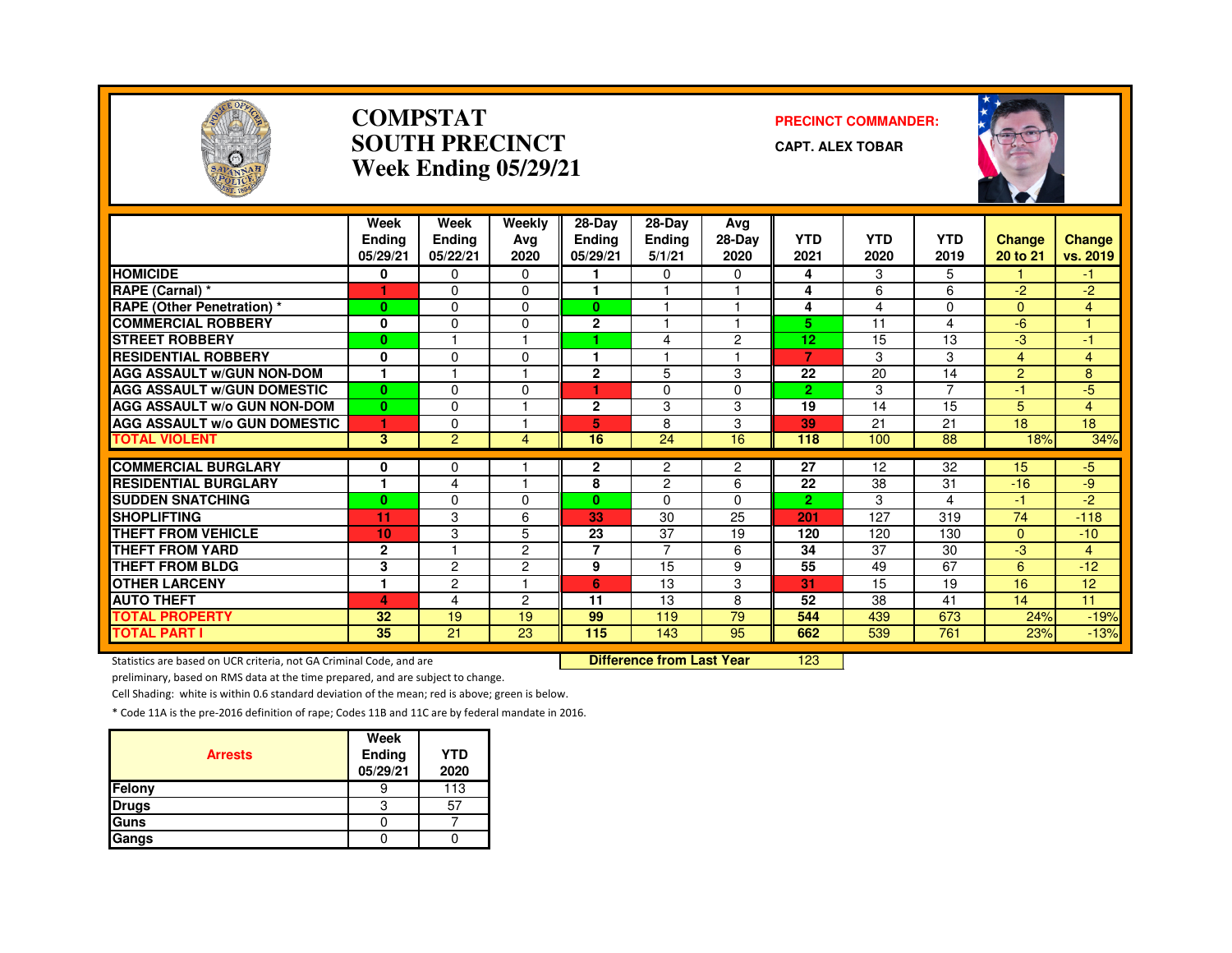# COMPSTAT SOUTH PRECINCT Week Ending 05/29/21

**PRECINCT COMMANDER:**

**CAPT. ALEX TOBAR**

| | Week Ending 05/29/21 | Week Ending 05/22/21 | Weekly Avg 2020 | 28-Day Ending 05/29/21 | 28-Day Ending 5/1/21 | Avg 28-Day 2020 | YTD 2021 | YTD 2020 | YTD 2019 | Change 20 to 21 | Change vs. 2019 |
|---|---|---|---|---|---|---|---|---|---|---|---|
| HOMICIDE | 0 | 0 | 0 | 1 | 0 | 0 | 4 | 3 | 5 | 1 | -1 |
| RAPE (Carnal) * | 1 | 0 | 0 | 1 | 1 | 1 | 4 | 6 | 6 | -2 | -2 |
| RAPE (Other Penetration) * | 0 | 0 | 0 | 0 | 1 | 1 | 4 | 4 | 0 | 0 | 4 |
| COMMERCIAL ROBBERY | 0 | 0 | 0 | 2 | 1 | 1 | 5 | 11 | 4 | -6 | 1 |
| STREET ROBBERY | 0 | 1 | 1 | 1 | 4 | 2 | 12 | 15 | 13 | -3 | -1 |
| RESIDENTIAL ROBBERY | 0 | 0 | 0 | 1 | 1 | 1 | 7 | 3 | 3 | 4 | 4 |
| AGG ASSAULT w/GUN NON-DOM | 1 | 1 | 1 | 2 | 5 | 3 | 22 | 20 | 14 | 2 | 8 |
| AGG ASSAULT w/GUN DOMESTIC | 0 | 0 | 0 | 1 | 0 | 0 | 2 | 3 | 7 | -1 | -5 |
| AGG ASSAULT w/o GUN NON-DOM | 0 | 0 | 1 | 2 | 3 | 3 | 19 | 14 | 15 | 5 | 4 |
| AGG ASSAULT w/o GUN DOMESTIC | 1 | 0 | 1 | 5 | 8 | 3 | 39 | 21 | 21 | 18 | 18 |
| TOTAL VIOLENT | 3 | 2 | 4 | 16 | 24 | 16 | 118 | 100 | 88 | 18% | 34% |
| COMMERCIAL BURGLARY | 0 | 0 | 1 | 2 | 2 | 2 | 27 | 12 | 32 | 15 | -5 |
| RESIDENTIAL BURGLARY | 1 | 4 | 1 | 8 | 2 | 6 | 22 | 38 | 31 | -16 | -9 |
| SUDDEN SNATCHING | 0 | 0 | 0 | 0 | 0 | 0 | 2 | 3 | 4 | -1 | -2 |
| SHOPLIFTING | 11 | 3 | 6 | 33 | 30 | 25 | 201 | 127 | 319 | 74 | -118 |
| THEFT FROM VEHICLE | 10 | 3 | 5 | 23 | 37 | 19 | 120 | 120 | 130 | 0 | -10 |
| THEFT FROM YARD | 2 | 1 | 2 | 7 | 7 | 6 | 34 | 37 | 30 | -3 | 4 |
| THEFT FROM BLDG | 3 | 2 | 2 | 9 | 15 | 9 | 55 | 49 | 67 | 6 | -12 |
| OTHER LARCENY | 1 | 2 | 1 | 6 | 13 | 3 | 31 | 15 | 19 | 16 | 12 |
| AUTO THEFT | 4 | 4 | 2 | 11 | 13 | 8 | 52 | 38 | 41 | 14 | 11 |
| TOTAL PROPERTY | 32 | 19 | 19 | 99 | 119 | 79 | 544 | 439 | 673 | 24% | -19% |
| TOTAL PART I | 35 | 21 | 23 | 115 | 143 | 95 | 662 | 539 | 761 | 23% | -13% |

Statistics are based on UCR criteria, not GA Criminal Code, and are preliminary, based on RMS data at the time prepared, and are subject to change.

**Difference from Last Year** 123

Cell Shading: white is within 0.6 standard deviation of the mean; red is above; green is below.

* Code 11A is the pre-2016 definition of rape; Codes 11B and 11C are by federal mandate in 2016.

| Arrests | Week Ending 05/29/21 | YTD 2020 |
|---|---|---|
| Felony | 9 | 113 |
| Drugs | 3 | 57 |
| Guns | 0 | 7 |
| Gangs | 0 | 0 |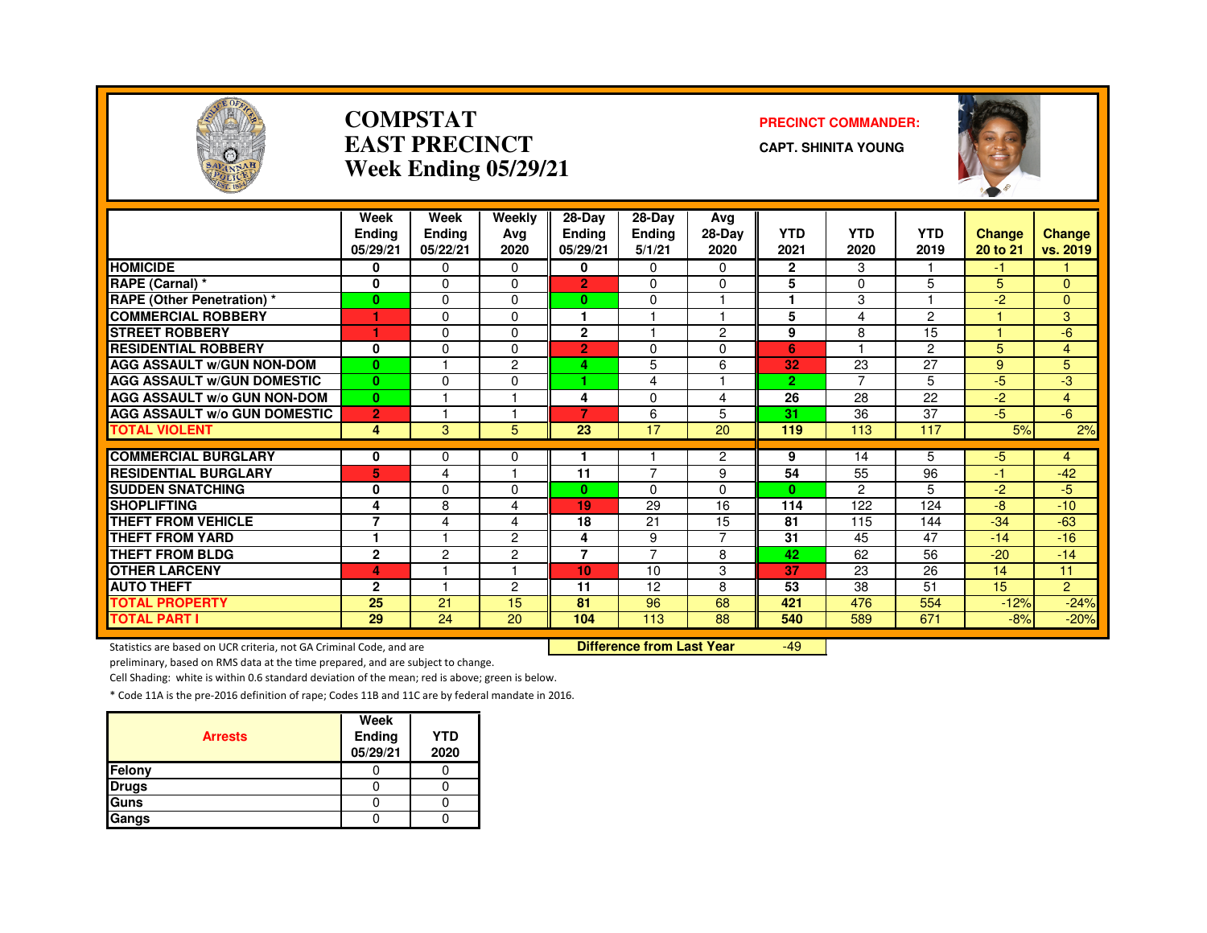# COMPSTAT
# EAST PRECINCT
# Week Ending 05/29/21

**PRECINCT COMMANDER:**

**CAPT. SHINITA YOUNG**

| | Week Ending 05/29/21 | Week Ending 05/22/21 | Weekly Avg 2020 | 28-Day Ending 05/29/21 | 28-Day Ending 5/1/21 | Avg 28-Day 2020 | YTD 2021 | YTD 2020 | YTD 2019 | Change 20 to 21 | Change vs. 2019 |
|---|---|---|---|---|---|---|---|---|---|---|---|
| HOMICIDE | 0 | 0 | 0 | 0 | 0 | 0 | 2 | 3 | 1 | -1 | 1 |
| RAPE (Carnal) * | 0 | 0 | 0 | 2 | 0 | 0 | 5 | 0 | 5 | 5 | 0 |
| RAPE (Other Penetration) * | 0 | 0 | 0 | 0 | 0 | 1 | 1 | 3 | 1 | -2 | 0 |
| COMMERCIAL ROBBERY | 1 | 0 | 0 | 1 | 1 | 1 | 5 | 4 | 2 | 1 | 3 |
| STREET ROBBERY | 1 | 0 | 0 | 2 | 1 | 2 | 9 | 8 | 15 | 1 | -6 |
| RESIDENTIAL ROBBERY | 0 | 0 | 0 | 2 | 0 | 0 | 6 | 1 | 2 | 5 | 4 |
| AGG ASSAULT w/GUN NON-DOM | 0 | 1 | 2 | 4 | 5 | 6 | 32 | 23 | 27 | 9 | 5 |
| AGG ASSAULT w/GUN DOMESTIC | 0 | 0 | 0 | 1 | 4 | 1 | 2 | 7 | 5 | -5 | -3 |
| AGG ASSAULT w/o GUN NON-DOM | 0 | 1 | 1 | 4 | 0 | 4 | 26 | 28 | 22 | -2 | 4 |
| AGG ASSAULT w/o GUN DOMESTIC | 2 | 1 | 1 | 7 | 6 | 5 | 31 | 36 | 37 | -5 | -6 |
| TOTAL VIOLENT | 4 | 3 | 5 | 23 | 17 | 20 | 119 | 113 | 117 | 5% | 2% |
| COMMERCIAL BURGLARY | 0 | 0 | 0 | 1 | 1 | 2 | 9 | 14 | 5 | -5 | 4 |
| RESIDENTIAL BURGLARY | 5 | 4 | 1 | 11 | 7 | 9 | 54 | 55 | 96 | -1 | -42 |
| SUDDEN SNATCHING | 0 | 0 | 0 | 0 | 0 | 0 | 0 | 2 | 5 | -2 | -5 |
| SHOPLIFTING | 4 | 8 | 4 | 19 | 29 | 16 | 114 | 122 | 124 | -8 | -10 |
| THEFT FROM VEHICLE | 7 | 4 | 4 | 18 | 21 | 15 | 81 | 115 | 144 | -34 | -63 |
| THEFT FROM YARD | 1 | 1 | 2 | 4 | 9 | 7 | 31 | 45 | 47 | -14 | -16 |
| THEFT FROM BLDG | 2 | 2 | 2 | 7 | 7 | 8 | 42 | 62 | 56 | -20 | -14 |
| OTHER LARCENY | 4 | 1 | 1 | 10 | 10 | 3 | 37 | 23 | 26 | 14 | 11 |
| AUTO THEFT | 2 | 1 | 2 | 11 | 12 | 8 | 53 | 38 | 51 | 15 | 2 |
| TOTAL PROPERTY | 25 | 21 | 15 | 81 | 96 | 68 | 421 | 476 | 554 | -12% | -24% |
| TOTAL PART I | 29 | 24 | 20 | 104 | 113 | 88 | 540 | 589 | 671 | -8% | -20% |

**Difference from Last Year** -49

Statistics are based on UCR criteria, not GA Criminal Code, and are preliminary, based on RMS data at the time prepared, and are subject to change.

Cell Shading: white is within 0.6 standard deviation of the mean; red is above; green is below.

* Code 11A is the pre-2016 definition of rape; Codes 11B and 11C are by federal mandate in 2016.

| Arrests | Week Ending 05/29/21 | YTD 2020 |
|---|---|---|
| Felony | 0 | 0 |
| Drugs | 0 | 0 |
| Guns | 0 | 0 |
| Gangs | 0 | 0 |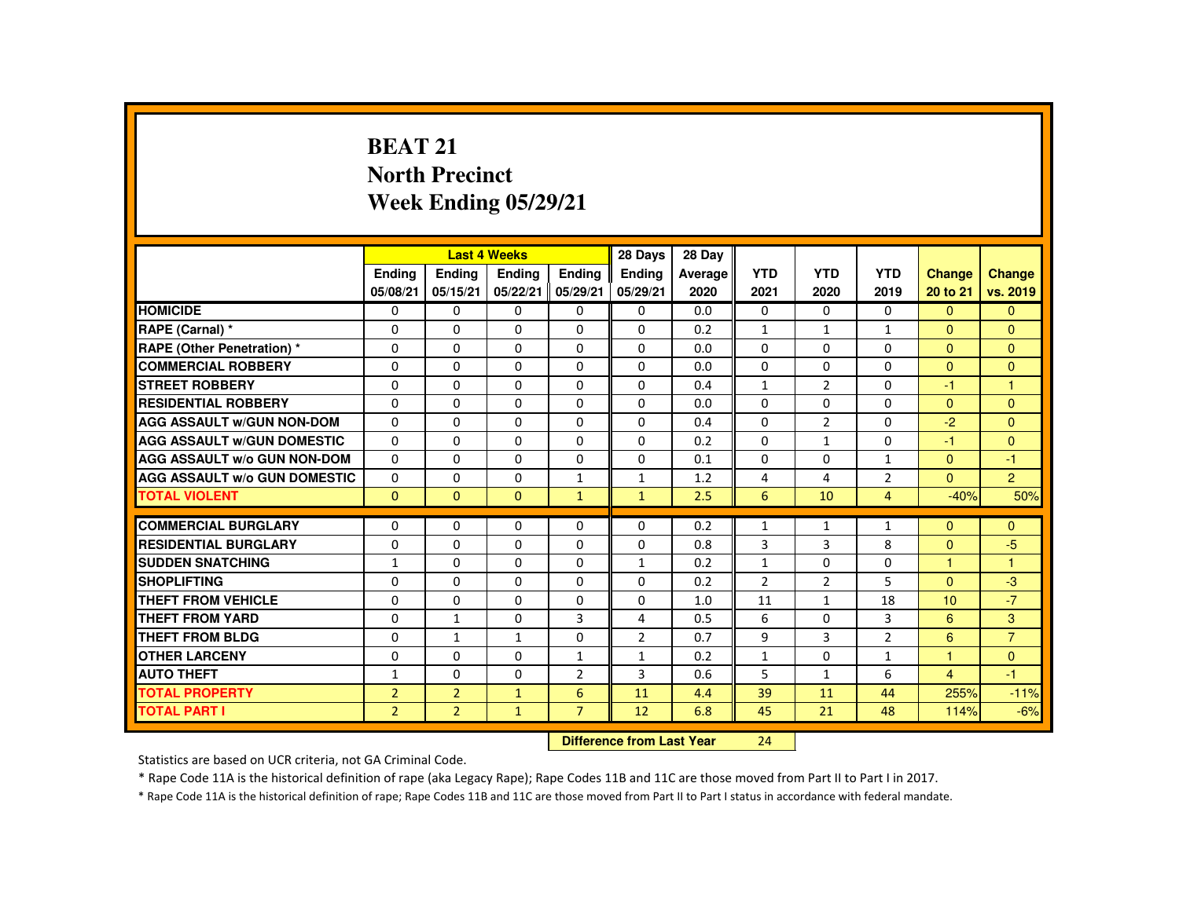# BEAT 21
# North Precinct
# Week Ending 05/29/21

| | Last 4 Weeks | | | | 28 Days | 28 Day | | | | | |
|---|---|---|---|---|---|---|---|---|---|---|---|
| | Ending 05/08/21 | Ending 05/15/21 | Ending 05/22/21 | Ending 05/29/21 | Ending 05/29/21 | Average 2020 | YTD 2021 | YTD 2020 | YTD 2019 | Change 20 to 21 | Change vs. 2019 |
| HOMICIDE | 0 | 0 | 0 | 0 | 0 | 0.0 | 0 | 0 | 0 | 0 | 0 |
| RAPE (Carnal) * | 0 | 0 | 0 | 0 | 0 | 0.2 | 1 | 1 | 1 | 0 | 0 |
| RAPE (Other Penetration) * | 0 | 0 | 0 | 0 | 0 | 0.0 | 0 | 0 | 0 | 0 | 0 |
| COMMERCIAL ROBBERY | 0 | 0 | 0 | 0 | 0 | 0.0 | 0 | 0 | 0 | 0 | 0 |
| STREET ROBBERY | 0 | 0 | 0 | 0 | 0 | 0.4 | 1 | 2 | 0 | -1 | 1 |
| RESIDENTIAL ROBBERY | 0 | 0 | 0 | 0 | 0 | 0.0 | 0 | 0 | 0 | 0 | 0 |
| AGG ASSAULT w/GUN NON-DOM | 0 | 0 | 0 | 0 | 0 | 0.4 | 0 | 2 | 0 | -2 | 0 |
| AGG ASSAULT w/GUN DOMESTIC | 0 | 0 | 0 | 0 | 0 | 0.2 | 0 | 1 | 0 | -1 | 0 |
| AGG ASSAULT w/o GUN NON-DOM | 0 | 0 | 0 | 0 | 0 | 0.1 | 0 | 0 | 1 | 0 | -1 |
| AGG ASSAULT w/o GUN DOMESTIC | 0 | 0 | 0 | 1 | 1 | 1.2 | 4 | 4 | 2 | 0 | 2 |
| TOTAL VIOLENT | 0 | 0 | 0 | 1 | 1 | 2.5 | 6 | 10 | 4 | -40% | 50% |
| COMMERCIAL BURGLARY | 0 | 0 | 0 | 0 | 0 | 0.2 | 1 | 1 | 1 | 0 | 0 |
| RESIDENTIAL BURGLARY | 0 | 0 | 0 | 0 | 0 | 0.8 | 3 | 3 | 8 | 0 | -5 |
| SUDDEN SNATCHING | 1 | 0 | 0 | 0 | 1 | 0.2 | 1 | 0 | 0 | 1 | 1 |
| SHOPLIFTING | 0 | 0 | 0 | 0 | 0 | 0.2 | 2 | 2 | 5 | 0 | -3 |
| THEFT FROM VEHICLE | 0 | 0 | 0 | 0 | 0 | 1.0 | 11 | 1 | 18 | 10 | -7 |
| THEFT FROM YARD | 0 | 1 | 0 | 3 | 4 | 0.5 | 6 | 0 | 3 | 6 | 3 |
| THEFT FROM BLDG | 0 | 1 | 1 | 0 | 2 | 0.7 | 9 | 3 | 2 | 6 | 7 |
| OTHER LARCENY | 0 | 0 | 0 | 1 | 1 | 0.2 | 1 | 0 | 1 | 1 | 0 |
| AUTO THEFT | 1 | 0 | 0 | 2 | 3 | 0.6 | 5 | 1 | 6 | 4 | -1 |
| TOTAL PROPERTY | 2 | 2 | 1 | 6 | 11 | 4.4 | 39 | 11 | 44 | 255% | -11% |
| TOTAL PART I | 2 | 2 | 1 | 7 | 12 | 6.8 | 45 | 21 | 48 | 114% | -6% |

**Difference from Last Year** 24

Statistics are based on UCR criteria, not GA Criminal Code.

* Rape Code 11A is the historical definition of rape (aka Legacy Rape); Rape Codes 11B and 11C are those moved from Part II to Part I in 2017.

* Rape Code 11A is the historical definition of rape; Rape Codes 11B and 11C are those moved from Part II to Part I status in accordance with federal mandate.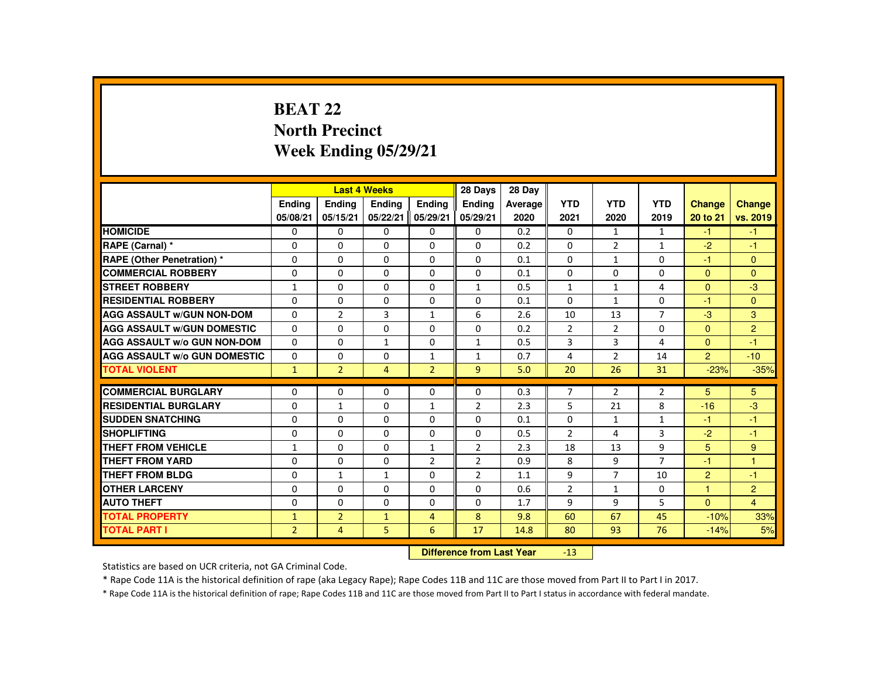# BEAT 22
## North Precinct
## Week Ending 05/29/21

| | Last 4 Weeks | | | | 28 Days | 28 Day | | | | | |
|---|---|---|---|---|---|---|---|---|---|---|---|
| | Ending 05/08/21 | Ending 05/15/21 | Ending 05/22/21 | Ending 05/29/21 | Ending 05/29/21 | Average 2020 | YTD 2021 | YTD 2020 | YTD 2019 | Change 20 to 21 | Change vs. 2019 |
| HOMICIDE | 0 | 0 | 0 | 0 | 0 | 0.2 | 0 | 1 | 1 | -1 | -1 |
| RAPE (Carnal) * | 0 | 0 | 0 | 0 | 0 | 0.2 | 0 | 2 | 1 | -2 | -1 |
| RAPE (Other Penetration) * | 0 | 0 | 0 | 0 | 0 | 0.1 | 0 | 1 | 0 | -1 | 0 |
| COMMERCIAL ROBBERY | 0 | 0 | 0 | 0 | 0 | 0.1 | 0 | 0 | 0 | 0 | 0 |
| STREET ROBBERY | 1 | 0 | 0 | 0 | 1 | 0.5 | 1 | 1 | 4 | 0 | -3 |
| RESIDENTIAL ROBBERY | 0 | 0 | 0 | 0 | 0 | 0.1 | 0 | 1 | 0 | -1 | 0 |
| AGG ASSAULT w/GUN NON-DOM | 0 | 2 | 3 | 1 | 6 | 2.6 | 10 | 13 | 7 | -3 | 3 |
| AGG ASSAULT w/GUN DOMESTIC | 0 | 0 | 0 | 0 | 0 | 0.2 | 2 | 2 | 0 | 0 | 2 |
| AGG ASSAULT w/o GUN NON-DOM | 0 | 0 | 1 | 0 | 1 | 0.5 | 3 | 3 | 4 | 0 | -1 |
| AGG ASSAULT w/o GUN DOMESTIC | 0 | 0 | 0 | 1 | 1 | 0.7 | 4 | 2 | 14 | 2 | -10 |
| TOTAL VIOLENT | 1 | 2 | 4 | 2 | 9 | 5.0 | 20 | 26 | 31 | -23% | -35% |
| COMMERCIAL BURGLARY | 0 | 0 | 0 | 0 | 0 | 0.3 | 7 | 2 | 2 | 5 | 5 |
| RESIDENTIAL BURGLARY | 0 | 1 | 0 | 1 | 2 | 2.3 | 5 | 21 | 8 | -16 | -3 |
| SUDDEN SNATCHING | 0 | 0 | 0 | 0 | 0 | 0.1 | 0 | 1 | 1 | -1 | -1 |
| SHOPLIFTING | 0 | 0 | 0 | 0 | 0 | 0.5 | 2 | 4 | 3 | -2 | -1 |
| THEFT FROM VEHICLE | 1 | 0 | 0 | 1 | 2 | 2.3 | 18 | 13 | 9 | 5 | 9 |
| THEFT FROM YARD | 0 | 0 | 0 | 2 | 2 | 0.9 | 8 | 9 | 7 | -1 | 1 |
| THEFT FROM BLDG | 0 | 1 | 1 | 0 | 2 | 1.1 | 9 | 7 | 10 | 2 | -1 |
| OTHER LARCENY | 0 | 0 | 0 | 0 | 0 | 0.6 | 2 | 1 | 0 | 1 | 2 |
| AUTO THEFT | 0 | 0 | 0 | 0 | 0 | 1.7 | 9 | 9 | 5 | 0 | 4 |
| TOTAL PROPERTY | 1 | 2 | 1 | 4 | 8 | 9.8 | 60 | 67 | 45 | -10% | 33% |
| TOTAL PART I | 2 | 4 | 5 | 6 | 17 | 14.8 | 80 | 93 | 76 | -14% | 5% |

**Difference from Last Year** -13

Statistics are based on UCR criteria, not GA Criminal Code.

* Rape Code 11A is the historical definition of rape (aka Legacy Rape); Rape Codes 11B and 11C are those moved from Part II to Part I in 2017.

* Rape Code 11A is the historical definition of rape; Rape Codes 11B and 11C are those moved from Part II to Part I status in accordance with federal mandate.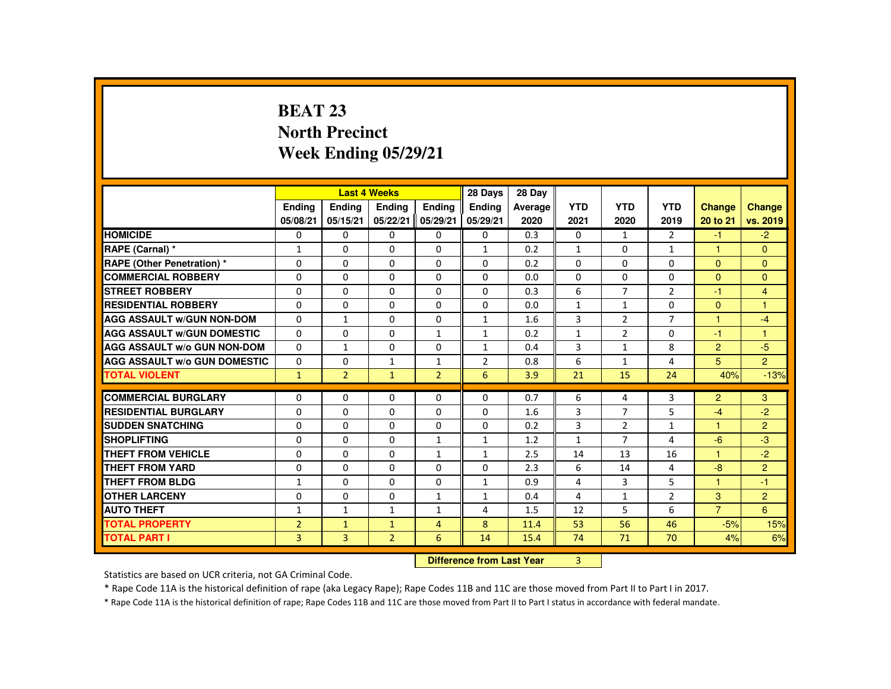# BEAT 23
## North Precinct
## Week Ending 05/29/21

| | Last 4 Weeks | | | | 28 Days | 28 Day | | | | | |
|---|---|---|---|---|---|---|---|---|---|---|---|
| | Ending 05/08/21 | Ending 05/15/21 | Ending 05/22/21 | Ending 05/29/21 | Ending 05/29/21 | Average 2020 | YTD 2021 | YTD 2020 | YTD 2019 | Change 20 to 21 | Change vs. 2019 |
| HOMICIDE | 0 | 0 | 0 | 0 | 0 | 0.3 | 0 | 1 | 2 | -1 | -2 |
| RAPE (Carnal) * | 1 | 0 | 0 | 0 | 1 | 0.2 | 1 | 0 | 1 | 1 | 0 |
| RAPE (Other Penetration) * | 0 | 0 | 0 | 0 | 0 | 0.2 | 0 | 0 | 0 | 0 | 0 |
| COMMERCIAL ROBBERY | 0 | 0 | 0 | 0 | 0 | 0.0 | 0 | 0 | 0 | 0 | 0 |
| STREET ROBBERY | 0 | 0 | 0 | 0 | 0 | 0.3 | 6 | 7 | 2 | -1 | 4 |
| RESIDENTIAL ROBBERY | 0 | 0 | 0 | 0 | 0 | 0.0 | 1 | 1 | 0 | 0 | 1 |
| AGG ASSAULT w/GUN NON-DOM | 0 | 1 | 0 | 0 | 1 | 1.6 | 3 | 2 | 7 | 1 | -4 |
| AGG ASSAULT w/GUN DOMESTIC | 0 | 0 | 0 | 1 | 1 | 0.2 | 1 | 2 | 0 | -1 | 1 |
| AGG ASSAULT w/o GUN NON-DOM | 0 | 1 | 0 | 0 | 1 | 0.4 | 3 | 1 | 8 | 2 | -5 |
| AGG ASSAULT w/o GUN DOMESTIC | 0 | 0 | 1 | 1 | 2 | 0.8 | 6 | 1 | 4 | 5 | 2 |
| TOTAL VIOLENT | 1 | 2 | 1 | 2 | 6 | 3.9 | 21 | 15 | 24 | 40% | -13% |
| COMMERCIAL BURGLARY | 0 | 0 | 0 | 0 | 0 | 0.7 | 6 | 4 | 3 | 2 | 3 |
| RESIDENTIAL BURGLARY | 0 | 0 | 0 | 0 | 0 | 1.6 | 3 | 7 | 5 | -4 | -2 |
| SUDDEN SNATCHING | 0 | 0 | 0 | 0 | 0 | 0.2 | 3 | 2 | 1 | 1 | 2 |
| SHOPLIFTING | 0 | 0 | 0 | 1 | 1 | 1.2 | 1 | 7 | 4 | -6 | -3 |
| THEFT FROM VEHICLE | 0 | 0 | 0 | 1 | 1 | 2.5 | 14 | 13 | 16 | 1 | -2 |
| THEFT FROM YARD | 0 | 0 | 0 | 0 | 0 | 2.3 | 6 | 14 | 4 | -8 | 2 |
| THEFT FROM BLDG | 1 | 0 | 0 | 0 | 1 | 0.9 | 4 | 3 | 5 | 1 | -1 |
| OTHER LARCENY | 0 | 0 | 0 | 1 | 1 | 0.4 | 4 | 1 | 2 | 3 | 2 |
| AUTO THEFT | 1 | 1 | 1 | 1 | 4 | 1.5 | 12 | 5 | 6 | 7 | 6 |
| TOTAL PROPERTY | 2 | 1 | 1 | 4 | 8 | 11.4 | 53 | 56 | 46 | -5% | 15% |
| TOTAL PART I | 3 | 3 | 2 | 6 | 14 | 15.4 | 74 | 71 | 70 | 4% | 6% |

**Difference from Last Year** 3

Statistics are based on UCR criteria, not GA Criminal Code.

* Rape Code 11A is the historical definition of rape (aka Legacy Rape); Rape Codes 11B and 11C are those moved from Part II to Part I in 2017.

* Rape Code 11A is the historical definition of rape; Rape Codes 11B and 11C are those moved from Part II to Part I status in accordance with federal mandate.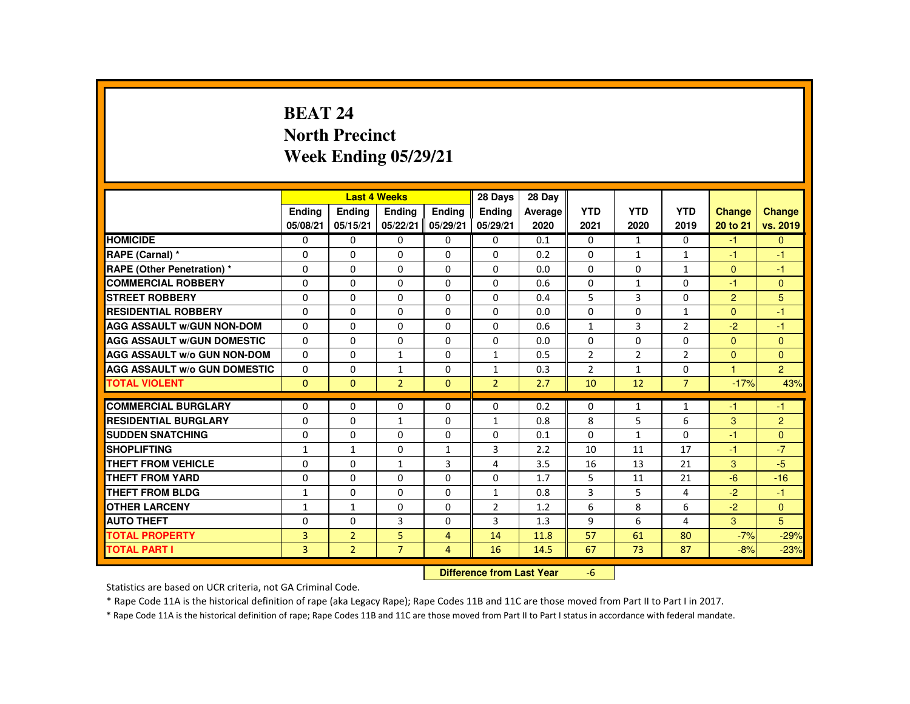# BEAT 24
## North Precinct
## Week Ending 05/29/21

| | Last 4 Weeks | | | | 28 Days | 28 Day | | | | | |
|---|---|---|---|---|---|---|---|---|---|---|---|
| | Ending 05/08/21 | Ending 05/15/21 | Ending 05/22/21 | Ending 05/29/21 | Ending 05/29/21 | Average 2020 | YTD 2021 | YTD 2020 | YTD 2019 | Change 20 to 21 | Change vs. 2019 |
| **HOMICIDE** | 0 | 0 | 0 | 0 | 0 | 0.1 | 0 | 1 | 0 | -1 | 0 |
| **RAPE (Carnal) *** | 0 | 0 | 0 | 0 | 0 | 0.2 | 0 | 1 | 1 | -1 | -1 |
| **RAPE (Other Penetration) *** | 0 | 0 | 0 | 0 | 0 | 0.0 | 0 | 0 | 1 | 0 | -1 |
| **COMMERCIAL ROBBERY** | 0 | 0 | 0 | 0 | 0 | 0.6 | 0 | 1 | 0 | -1 | 0 |
| **STREET ROBBERY** | 0 | 0 | 0 | 0 | 0 | 0.4 | 5 | 3 | 0 | 2 | 5 |
| **RESIDENTIAL ROBBERY** | 0 | 0 | 0 | 0 | 0 | 0.0 | 0 | 0 | 1 | 0 | -1 |
| **AGG ASSAULT w/GUN NON-DOM** | 0 | 0 | 0 | 0 | 0 | 0.6 | 1 | 3 | 2 | -2 | -1 |
| **AGG ASSAULT w/GUN DOMESTIC** | 0 | 0 | 0 | 0 | 0 | 0.0 | 0 | 0 | 0 | 0 | 0 |
| **AGG ASSAULT w/o GUN NON-DOM** | 0 | 0 | 1 | 0 | 1 | 0.5 | 2 | 2 | 2 | 0 | 0 |
| **AGG ASSAULT w/o GUN DOMESTIC** | 0 | 0 | 1 | 0 | 1 | 0.3 | 2 | 1 | 0 | 1 | 2 |
| **TOTAL VIOLENT** | 0 | 0 | 2 | 0 | 2 | 2.7 | 10 | 12 | 7 | -17% | 43% |
| **COMMERCIAL BURGLARY** | 0 | 0 | 0 | 0 | 0 | 0.2 | 0 | 1 | 1 | -1 | -1 |
| **RESIDENTIAL BURGLARY** | 0 | 0 | 1 | 0 | 1 | 0.8 | 8 | 5 | 6 | 3 | 2 |
| **SUDDEN SNATCHING** | 0 | 0 | 0 | 0 | 0 | 0.1 | 0 | 1 | 0 | -1 | 0 |
| **SHOPLIFTING** | 1 | 1 | 0 | 1 | 3 | 2.2 | 10 | 11 | 17 | -1 | -7 |
| **THEFT FROM VEHICLE** | 0 | 0 | 1 | 3 | 4 | 3.5 | 16 | 13 | 21 | 3 | -5 |
| **THEFT FROM YARD** | 0 | 0 | 0 | 0 | 0 | 1.7 | 5 | 11 | 21 | -6 | -16 |
| **THEFT FROM BLDG** | 1 | 0 | 0 | 0 | 1 | 0.8 | 3 | 5 | 4 | -2 | -1 |
| **OTHER LARCENY** | 1 | 1 | 0 | 0 | 2 | 1.2 | 6 | 8 | 6 | -2 | 0 |
| **AUTO THEFT** | 0 | 0 | 3 | 0 | 3 | 1.3 | 9 | 6 | 4 | 3 | 5 |
| **TOTAL PROPERTY** | 3 | 2 | 5 | 4 | 14 | 11.8 | 57 | 61 | 80 | -7% | -29% |
| **TOTAL PART I** | 3 | 2 | 7 | 4 | 16 | 14.5 | 67 | 73 | 87 | -8% | -23% |

**Difference from Last Year** -6

Statistics are based on UCR criteria, not GA Criminal Code.

* Rape Code 11A is the historical definition of rape (aka Legacy Rape); Rape Codes 11B and 11C are those moved from Part II to Part I in 2017.

* Rape Code 11A is the historical definition of rape; Rape Codes 11B and 11C are those moved from Part II to Part I status in accordance with federal mandate.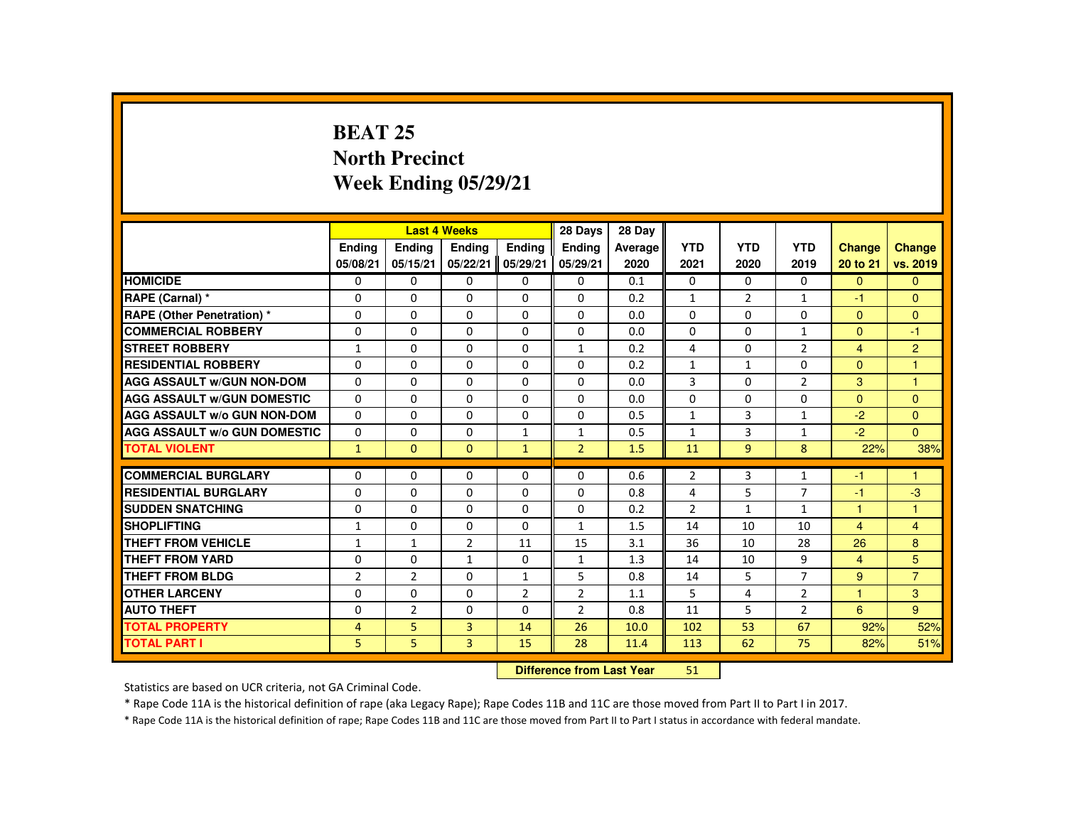# BEAT 25
## North Precinct
## Week Ending 05/29/21

| | Last 4 Weeks | | | | 28 Days | 28 Day | | | | | |
|---|---|---|---|---|---|---|---|---|---|---|---|
| | Ending 05/08/21 | Ending 05/15/21 | Ending 05/22/21 | Ending 05/29/21 | Ending 05/29/21 | Average 2020 | YTD 2021 | YTD 2020 | YTD 2019 | Change 20 to 21 | Change vs. 2019 |
| HOMICIDE | 0 | 0 | 0 | 0 | 0 | 0.1 | 0 | 0 | 0 | 0 | 0 |
| RAPE (Carnal) * | 0 | 0 | 0 | 0 | 0 | 0.2 | 1 | 2 | 1 | -1 | 0 |
| RAPE (Other Penetration) * | 0 | 0 | 0 | 0 | 0 | 0.0 | 0 | 0 | 0 | 0 | 0 |
| COMMERCIAL ROBBERY | 0 | 0 | 0 | 0 | 0 | 0.0 | 0 | 0 | 1 | 0 | -1 |
| STREET ROBBERY | 1 | 0 | 0 | 0 | 1 | 0.2 | 4 | 0 | 2 | 4 | 2 |
| RESIDENTIAL ROBBERY | 0 | 0 | 0 | 0 | 0 | 0.2 | 1 | 1 | 0 | 0 | 1 |
| AGG ASSAULT w/GUN NON-DOM | 0 | 0 | 0 | 0 | 0 | 0.0 | 3 | 0 | 2 | 3 | 1 |
| AGG ASSAULT w/GUN DOMESTIC | 0 | 0 | 0 | 0 | 0 | 0.0 | 0 | 0 | 0 | 0 | 0 |
| AGG ASSAULT w/o GUN NON-DOM | 0 | 0 | 0 | 0 | 0 | 0.5 | 1 | 3 | 1 | -2 | 0 |
| AGG ASSAULT w/o GUN DOMESTIC | 0 | 0 | 0 | 1 | 1 | 0.5 | 1 | 3 | 1 | -2 | 0 |
| TOTAL VIOLENT | 1 | 0 | 0 | 1 | 2 | 1.5 | 11 | 9 | 8 | 22% | 38% |
| COMMERCIAL BURGLARY | 0 | 0 | 0 | 0 | 0 | 0.6 | 2 | 3 | 1 | -1 | 1 |
| RESIDENTIAL BURGLARY | 0 | 0 | 0 | 0 | 0 | 0.8 | 4 | 5 | 7 | -1 | -3 |
| SUDDEN SNATCHING | 0 | 0 | 0 | 0 | 0 | 0.2 | 2 | 1 | 1 | 1 | 1 |
| SHOPLIFTING | 1 | 0 | 0 | 0 | 1 | 1.5 | 14 | 10 | 10 | 4 | 4 |
| THEFT FROM VEHICLE | 1 | 1 | 2 | 11 | 15 | 3.1 | 36 | 10 | 28 | 26 | 8 |
| THEFT FROM YARD | 0 | 0 | 1 | 0 | 1 | 1.3 | 14 | 10 | 9 | 4 | 5 |
| THEFT FROM BLDG | 2 | 2 | 0 | 1 | 5 | 0.8 | 14 | 5 | 7 | 9 | 7 |
| OTHER LARCENY | 0 | 0 | 0 | 2 | 2 | 1.1 | 5 | 4 | 2 | 1 | 3 |
| AUTO THEFT | 0 | 2 | 0 | 0 | 2 | 0.8 | 11 | 5 | 2 | 6 | 9 |
| TOTAL PROPERTY | 4 | 5 | 3 | 14 | 26 | 10.0 | 102 | 53 | 67 | 92% | 52% |
| TOTAL PART I | 5 | 5 | 3 | 15 | 28 | 11.4 | 113 | 62 | 75 | 82% | 51% |

**Difference from Last Year** 51

Statistics are based on UCR criteria, not GA Criminal Code.

* Rape Code 11A is the historical definition of rape (aka Legacy Rape); Rape Codes 11B and 11C are those moved from Part II to Part I in 2017.

* Rape Code 11A is the historical definition of rape; Rape Codes 11B and 11C are those moved from Part II to Part I status in accordance with federal mandate.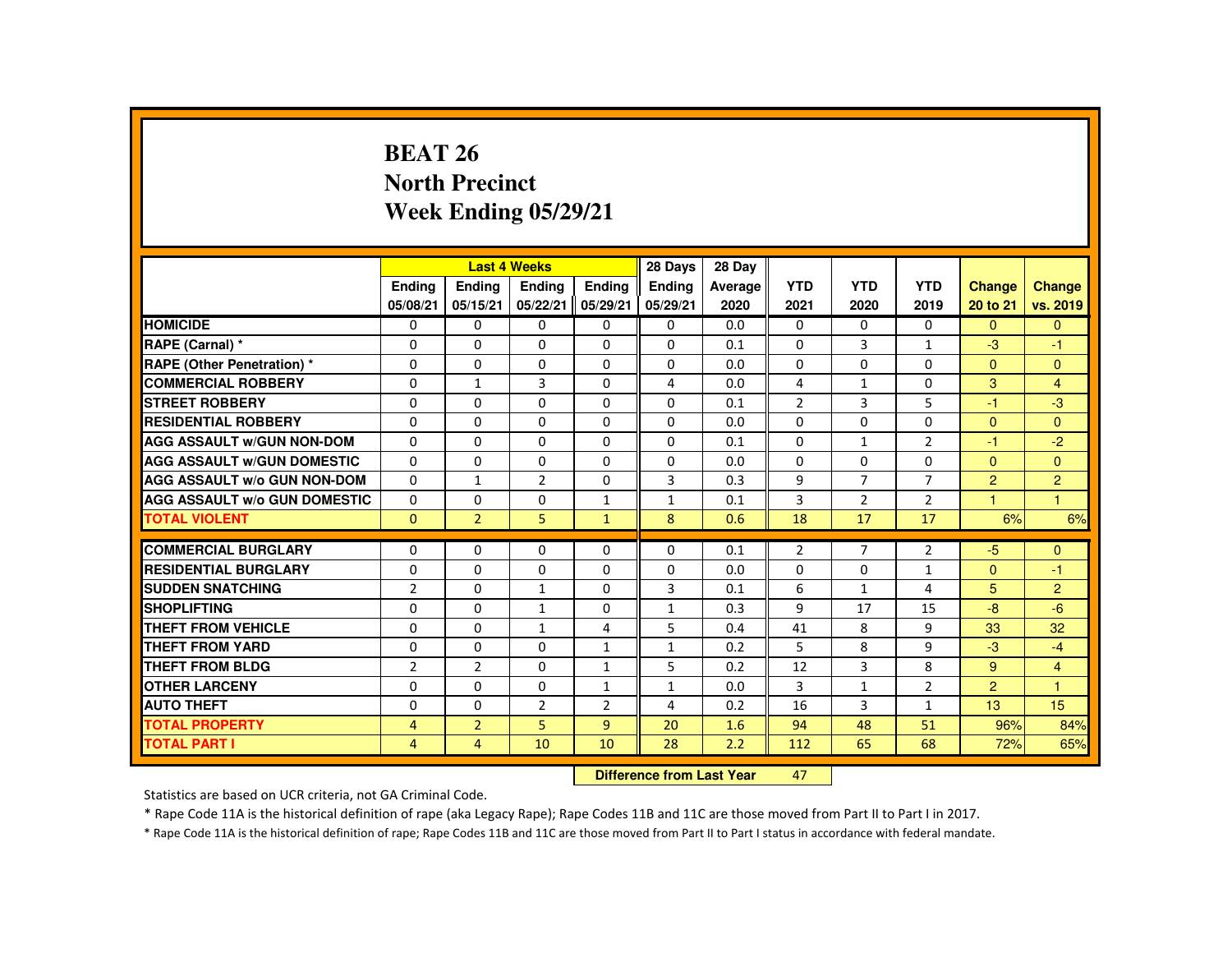# BEAT 26
## North Precinct
## Week Ending 05/29/21

| | Last 4 Weeks | | | | 28 Days | 28 Day | | | | | |
|---|---|---|---|---|---|---|---|---|---|---|---|
| | Ending 05/08/21 | Ending 05/15/21 | Ending 05/22/21 | Ending 05/29/21 | Ending 05/29/21 | Average 2020 | YTD 2021 | YTD 2020 | YTD 2019 | Change 20 to 21 | Change vs. 2019 |
| HOMICIDE | 0 | 0 | 0 | 0 | 0 | 0.0 | 0 | 0 | 0 | 0 | 0 |
| RAPE (Carnal) * | 0 | 0 | 0 | 0 | 0 | 0.1 | 0 | 3 | 1 | -3 | -1 |
| RAPE (Other Penetration) * | 0 | 0 | 0 | 0 | 0 | 0.0 | 0 | 0 | 0 | 0 | 0 |
| COMMERCIAL ROBBERY | 0 | 1 | 3 | 0 | 4 | 0.0 | 4 | 1 | 0 | 3 | 4 |
| STREET ROBBERY | 0 | 0 | 0 | 0 | 0 | 0.1 | 2 | 3 | 5 | -1 | -3 |
| RESIDENTIAL ROBBERY | 0 | 0 | 0 | 0 | 0 | 0.0 | 0 | 0 | 0 | 0 | 0 |
| AGG ASSAULT w/GUN NON-DOM | 0 | 0 | 0 | 0 | 0 | 0.1 | 0 | 1 | 2 | -1 | -2 |
| AGG ASSAULT w/GUN DOMESTIC | 0 | 0 | 0 | 0 | 0 | 0.0 | 0 | 0 | 0 | 0 | 0 |
| AGG ASSAULT w/o GUN NON-DOM | 0 | 1 | 2 | 0 | 3 | 0.3 | 9 | 7 | 7 | 2 | 2 |
| AGG ASSAULT w/o GUN DOMESTIC | 0 | 0 | 0 | 1 | 1 | 0.1 | 3 | 2 | 2 | 1 | 1 |
| TOTAL VIOLENT | 0 | 2 | 5 | 1 | 8 | 0.6 | 18 | 17 | 17 | 6% | 6% |
| COMMERCIAL BURGLARY | 0 | 0 | 0 | 0 | 0 | 0.1 | 2 | 7 | 2 | -5 | 0 |
| RESIDENTIAL BURGLARY | 0 | 0 | 0 | 0 | 0 | 0.0 | 0 | 0 | 1 | 0 | -1 |
| SUDDEN SNATCHING | 2 | 0 | 1 | 0 | 3 | 0.1 | 6 | 1 | 4 | 5 | 2 |
| SHOPLIFTING | 0 | 0 | 1 | 0 | 1 | 0.3 | 9 | 17 | 15 | -8 | -6 |
| THEFT FROM VEHICLE | 0 | 0 | 1 | 4 | 5 | 0.4 | 41 | 8 | 9 | 33 | 32 |
| THEFT FROM YARD | 0 | 0 | 0 | 1 | 1 | 0.2 | 5 | 8 | 9 | -3 | -4 |
| THEFT FROM BLDG | 2 | 2 | 0 | 1 | 5 | 0.2 | 12 | 3 | 8 | 9 | 4 |
| OTHER LARCENY | 0 | 0 | 0 | 1 | 1 | 0.0 | 3 | 1 | 2 | 2 | 1 |
| AUTO THEFT | 0 | 0 | 2 | 2 | 4 | 0.2 | 16 | 3 | 1 | 13 | 15 |
| TOTAL PROPERTY | 4 | 2 | 5 | 9 | 20 | 1.6 | 94 | 48 | 51 | 96% | 84% |
| TOTAL PART I | 4 | 4 | 10 | 10 | 28 | 2.2 | 112 | 65 | 68 | 72% | 65% |

**Difference from Last Year** 47

Statistics are based on UCR criteria, not GA Criminal Code.

* Rape Code 11A is the historical definition of rape (aka Legacy Rape); Rape Codes 11B and 11C are those moved from Part II to Part I in 2017.

* Rape Code 11A is the historical definition of rape; Rape Codes 11B and 11C are those moved from Part II to Part I status in accordance with federal mandate.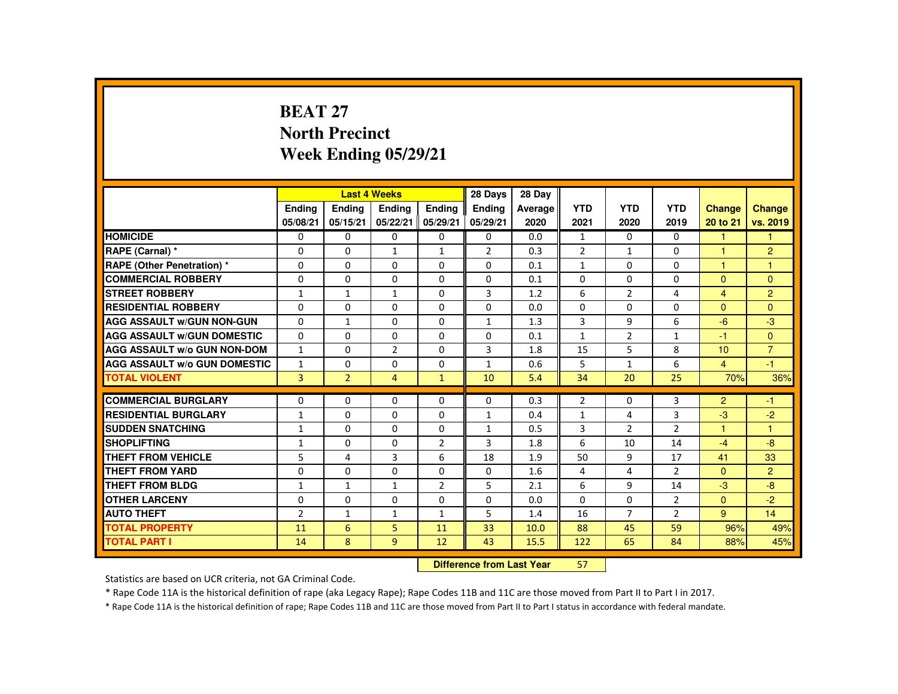# BEAT 27
## North Precinct
## Week Ending 05/29/21

| | Last 4 Weeks | | | | 28 Days | 28 Day | | | | | |
|---|---|---|---|---|---|---|---|---|---|---|---|
| | Ending 05/08/21 | Ending 05/15/21 | Ending 05/22/21 | Ending 05/29/21 | Ending 05/29/21 | Average 2020 | YTD 2021 | YTD 2020 | YTD 2019 | Change 20 to 21 | Change vs. 2019 |
| HOMICIDE | 0 | 0 | 0 | 0 | 0 | 0.0 | 1 | 0 | 0 | 1 | 1 |
| RAPE (Carnal) * | 0 | 0 | 1 | 1 | 2 | 0.3 | 2 | 1 | 0 | 1 | 2 |
| RAPE (Other Penetration) * | 0 | 0 | 0 | 0 | 0 | 0.1 | 1 | 0 | 0 | 1 | 1 |
| COMMERCIAL ROBBERY | 0 | 0 | 0 | 0 | 0 | 0.1 | 0 | 0 | 0 | 0 | 0 |
| STREET ROBBERY | 1 | 1 | 1 | 0 | 3 | 1.2 | 6 | 2 | 4 | 4 | 2 |
| RESIDENTIAL ROBBERY | 0 | 0 | 0 | 0 | 0 | 0.0 | 0 | 0 | 0 | 0 | 0 |
| AGG ASSAULT w/GUN NON-GUN | 0 | 1 | 0 | 0 | 1 | 1.3 | 3 | 9 | 6 | -6 | -3 |
| AGG ASSAULT w/GUN DOMESTIC | 0 | 0 | 0 | 0 | 0 | 0.1 | 1 | 2 | 1 | -1 | 0 |
| AGG ASSAULT w/o GUN NON-DOM | 1 | 0 | 2 | 0 | 3 | 1.8 | 15 | 5 | 8 | 10 | 7 |
| AGG ASSAULT w/o GUN DOMESTIC | 1 | 0 | 0 | 0 | 1 | 0.6 | 5 | 1 | 6 | 4 | -1 |
| TOTAL VIOLENT | 3 | 2 | 4 | 1 | 10 | 5.4 | 34 | 20 | 25 | 70% | 36% |
| COMMERCIAL BURGLARY | 0 | 0 | 0 | 0 | 0 | 0.3 | 2 | 0 | 3 | 2 | -1 |
| RESIDENTIAL BURGLARY | 1 | 0 | 0 | 0 | 1 | 0.4 | 1 | 4 | 3 | -3 | -2 |
| SUDDEN SNATCHING | 1 | 0 | 0 | 0 | 1 | 0.5 | 3 | 2 | 2 | 1 | 1 |
| SHOPLIFTING | 1 | 0 | 0 | 2 | 3 | 1.8 | 6 | 10 | 14 | -4 | -8 |
| THEFT FROM VEHICLE | 5 | 4 | 3 | 6 | 18 | 1.9 | 50 | 9 | 17 | 41 | 33 |
| THEFT FROM YARD | 0 | 0 | 0 | 0 | 0 | 1.6 | 4 | 4 | 2 | 0 | 2 |
| THEFT FROM BLDG | 1 | 1 | 1 | 2 | 5 | 2.1 | 6 | 9 | 14 | -3 | -8 |
| OTHER LARCENY | 0 | 0 | 0 | 0 | 0 | 0.0 | 0 | 0 | 2 | 0 | -2 |
| AUTO THEFT | 2 | 1 | 1 | 1 | 5 | 1.4 | 16 | 7 | 2 | 9 | 14 |
| TOTAL PROPERTY | 11 | 6 | 5 | 11 | 33 | 10.0 | 88 | 45 | 59 | 96% | 49% |
| TOTAL PART I | 14 | 8 | 9 | 12 | 43 | 15.5 | 122 | 65 | 84 | 88% | 45% |

**Difference from Last Year** 57

Statistics are based on UCR criteria, not GA Criminal Code.

* Rape Code 11A is the historical definition of rape (aka Legacy Rape); Rape Codes 11B and 11C are those moved from Part II to Part I in 2017.

* Rape Code 11A is the historical definition of rape; Rape Codes 11B and 11C are those moved from Part II to Part I status in accordance with federal mandate.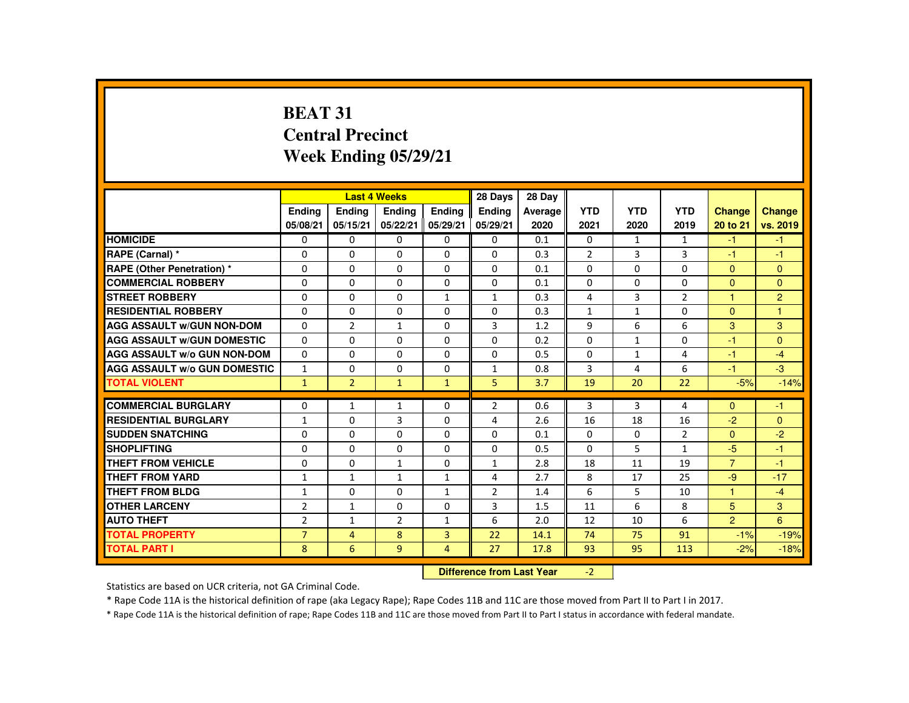# BEAT 31
## Central Precinct
## Week Ending 05/29/21

| | Last 4 Weeks | | | | 28 Days | 28 Day | YTD | YTD | YTD | Change | Change |
|---|---|---|---|---|---|---|---|---|---|---|---|
| | Ending 05/08/21 | Ending 05/15/21 | Ending 05/22/21 | Ending 05/29/21 | Ending 05/29/21 | Average 2020 | 2021 | 2020 | 2019 | 20 to 21 | vs. 2019 |
| HOMICIDE | 0 | 0 | 0 | 0 | 0 | 0.1 | 0 | 1 | 1 | -1 | -1 |
| RAPE (Carnal) * | 0 | 0 | 0 | 0 | 0 | 0.3 | 2 | 3 | 3 | -1 | -1 |
| RAPE (Other Penetration) * | 0 | 0 | 0 | 0 | 0 | 0.1 | 0 | 0 | 0 | 0 | 0 |
| COMMERCIAL ROBBERY | 0 | 0 | 0 | 0 | 0 | 0.1 | 0 | 0 | 0 | 0 | 0 |
| STREET ROBBERY | 0 | 0 | 0 | 1 | 1 | 0.3 | 4 | 3 | 2 | 1 | 2 |
| RESIDENTIAL ROBBERY | 0 | 0 | 0 | 0 | 0 | 0.3 | 1 | 1 | 0 | 0 | 1 |
| AGG ASSAULT w/GUN NON-DOM | 0 | 2 | 1 | 0 | 3 | 1.2 | 9 | 6 | 6 | 3 | 3 |
| AGG ASSAULT w/GUN DOMESTIC | 0 | 0 | 0 | 0 | 0 | 0.2 | 0 | 1 | 0 | -1 | 0 |
| AGG ASSAULT w/o GUN NON-DOM | 0 | 0 | 0 | 0 | 0 | 0.5 | 0 | 1 | 4 | -1 | -4 |
| AGG ASSAULT w/o GUN DOMESTIC | 1 | 0 | 0 | 0 | 1 | 0.8 | 3 | 4 | 6 | -1 | -3 |
| TOTAL VIOLENT | 1 | 2 | 1 | 1 | 5 | 3.7 | 19 | 20 | 22 | -5% | -14% |
| COMMERCIAL BURGLARY | 0 | 1 | 1 | 0 | 2 | 0.6 | 3 | 3 | 4 | 0 | -1 |
| RESIDENTIAL BURGLARY | 1 | 0 | 3 | 0 | 4 | 2.6 | 16 | 18 | 16 | -2 | 0 |
| SUDDEN SNATCHING | 0 | 0 | 0 | 0 | 0 | 0.1 | 0 | 0 | 2 | 0 | -2 |
| SHOPLIFTING | 0 | 0 | 0 | 0 | 0 | 0.5 | 0 | 5 | 1 | -5 | -1 |
| THEFT FROM VEHICLE | 0 | 0 | 1 | 0 | 1 | 2.8 | 18 | 11 | 19 | 7 | -1 |
| THEFT FROM YARD | 1 | 1 | 1 | 1 | 4 | 2.7 | 8 | 17 | 25 | -9 | -17 |
| THEFT FROM BLDG | 1 | 0 | 0 | 1 | 2 | 1.4 | 6 | 5 | 10 | 1 | -4 |
| OTHER LARCENY | 2 | 1 | 0 | 0 | 3 | 1.5 | 11 | 6 | 8 | 5 | 3 |
| AUTO THEFT | 2 | 1 | 2 | 1 | 6 | 2.0 | 12 | 10 | 6 | 2 | 6 |
| TOTAL PROPERTY | 7 | 4 | 8 | 3 | 22 | 14.1 | 74 | 75 | 91 | -1% | -19% |
| TOTAL PART I | 8 | 6 | 9 | 4 | 27 | 17.8 | 93 | 95 | 113 | -2% | -18% |

**Difference from Last Year** -2

Statistics are based on UCR criteria, not GA Criminal Code.

* Rape Code 11A is the historical definition of rape (aka Legacy Rape); Rape Codes 11B and 11C are those moved from Part II to Part I in 2017.

* Rape Code 11A is the historical definition of rape; Rape Codes 11B and 11C are those moved from Part II to Part I status in accordance with federal mandate.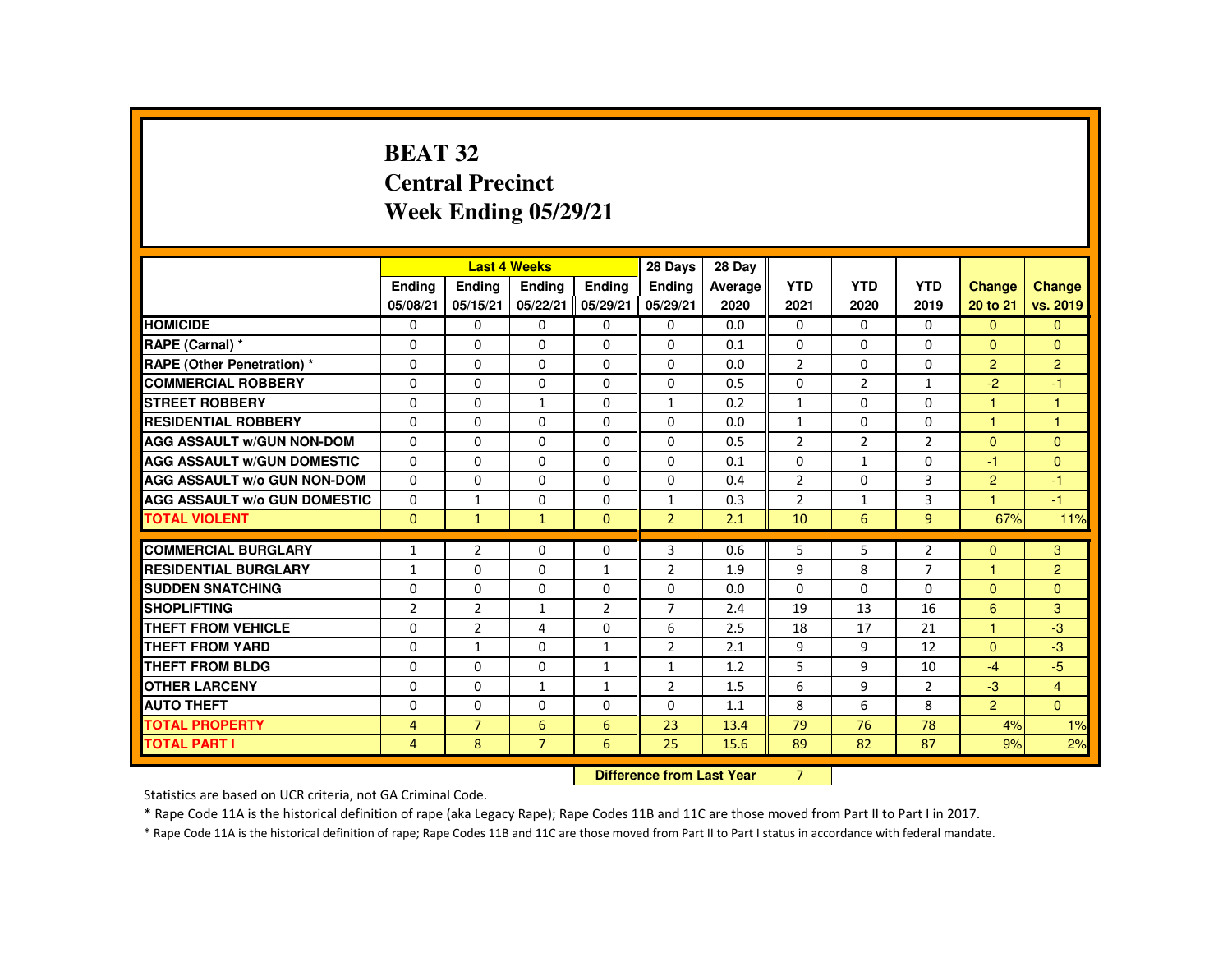# BEAT 32
## Central Precinct
## Week Ending 05/29/21

| | Last 4 Weeks | | | | 28 Days | 28 Day | | | | | |
|---|---|---|---|---|---|---|---|---|---|---|---|
| | Ending 05/08/21 | Ending 05/15/21 | Ending 05/22/21 | Ending 05/29/21 | Ending 05/29/21 | Average 2020 | YTD 2021 | YTD 2020 | YTD 2019 | Change 20 to 21 | Change vs. 2019 |
| HOMICIDE | 0 | 0 | 0 | 0 | 0 | 0.0 | 0 | 0 | 0 | 0 | 0 |
| RAPE (Carnal) * | 0 | 0 | 0 | 0 | 0 | 0.1 | 0 | 0 | 0 | 0 | 0 |
| RAPE (Other Penetration) * | 0 | 0 | 0 | 0 | 0 | 0.0 | 2 | 0 | 0 | 2 | 2 |
| COMMERCIAL ROBBERY | 0 | 0 | 0 | 0 | 0 | 0.5 | 0 | 2 | 1 | -2 | -1 |
| STREET ROBBERY | 0 | 0 | 1 | 0 | 1 | 0.2 | 1 | 0 | 0 | 1 | 1 |
| RESIDENTIAL ROBBERY | 0 | 0 | 0 | 0 | 0 | 0.0 | 1 | 0 | 0 | 1 | 1 |
| AGG ASSAULT w/GUN NON-DOM | 0 | 0 | 0 | 0 | 0 | 0.5 | 2 | 2 | 2 | 0 | 0 |
| AGG ASSAULT w/GUN DOMESTIC | 0 | 0 | 0 | 0 | 0 | 0.1 | 0 | 1 | 0 | -1 | 0 |
| AGG ASSAULT w/o GUN NON-DOM | 0 | 0 | 0 | 0 | 0 | 0.4 | 2 | 0 | 3 | 2 | -1 |
| AGG ASSAULT w/o GUN DOMESTIC | 0 | 1 | 0 | 0 | 1 | 0.3 | 2 | 1 | 3 | 1 | -1 |
| TOTAL VIOLENT | 0 | 1 | 1 | 0 | 2 | 2.1 | 10 | 6 | 9 | 67% | 11% |
| COMMERCIAL BURGLARY | 1 | 2 | 0 | 0 | 3 | 0.6 | 5 | 5 | 2 | 0 | 3 |
| RESIDENTIAL BURGLARY | 1 | 0 | 0 | 1 | 2 | 1.9 | 9 | 8 | 7 | 1 | 2 |
| SUDDEN SNATCHING | 0 | 0 | 0 | 0 | 0 | 0.0 | 0 | 0 | 0 | 0 | 0 |
| SHOPLIFTING | 2 | 2 | 1 | 2 | 7 | 2.4 | 19 | 13 | 16 | 6 | 3 |
| THEFT FROM VEHICLE | 0 | 2 | 4 | 0 | 6 | 2.5 | 18 | 17 | 21 | 1 | -3 |
| THEFT FROM YARD | 0 | 1 | 0 | 1 | 2 | 2.1 | 9 | 9 | 12 | 0 | -3 |
| THEFT FROM BLDG | 0 | 0 | 0 | 1 | 1 | 1.2 | 5 | 9 | 10 | -4 | -5 |
| OTHER LARCENY | 0 | 0 | 1 | 1 | 2 | 1.5 | 6 | 9 | 2 | -3 | 4 |
| AUTO THEFT | 0 | 0 | 0 | 0 | 0 | 1.1 | 8 | 6 | 8 | 2 | 0 |
| TOTAL PROPERTY | 4 | 7 | 6 | 6 | 23 | 13.4 | 79 | 76 | 78 | 4% | 1% |
| TOTAL PART I | 4 | 8 | 7 | 6 | 25 | 15.6 | 89 | 82 | 87 | 9% | 2% |

**Difference from Last Year** 7

Statistics are based on UCR criteria, not GA Criminal Code.

* Rape Code 11A is the historical definition of rape (aka Legacy Rape); Rape Codes 11B and 11C are those moved from Part II to Part I in 2017.

* Rape Code 11A is the historical definition of rape; Rape Codes 11B and 11C are those moved from Part II to Part I status in accordance with federal mandate.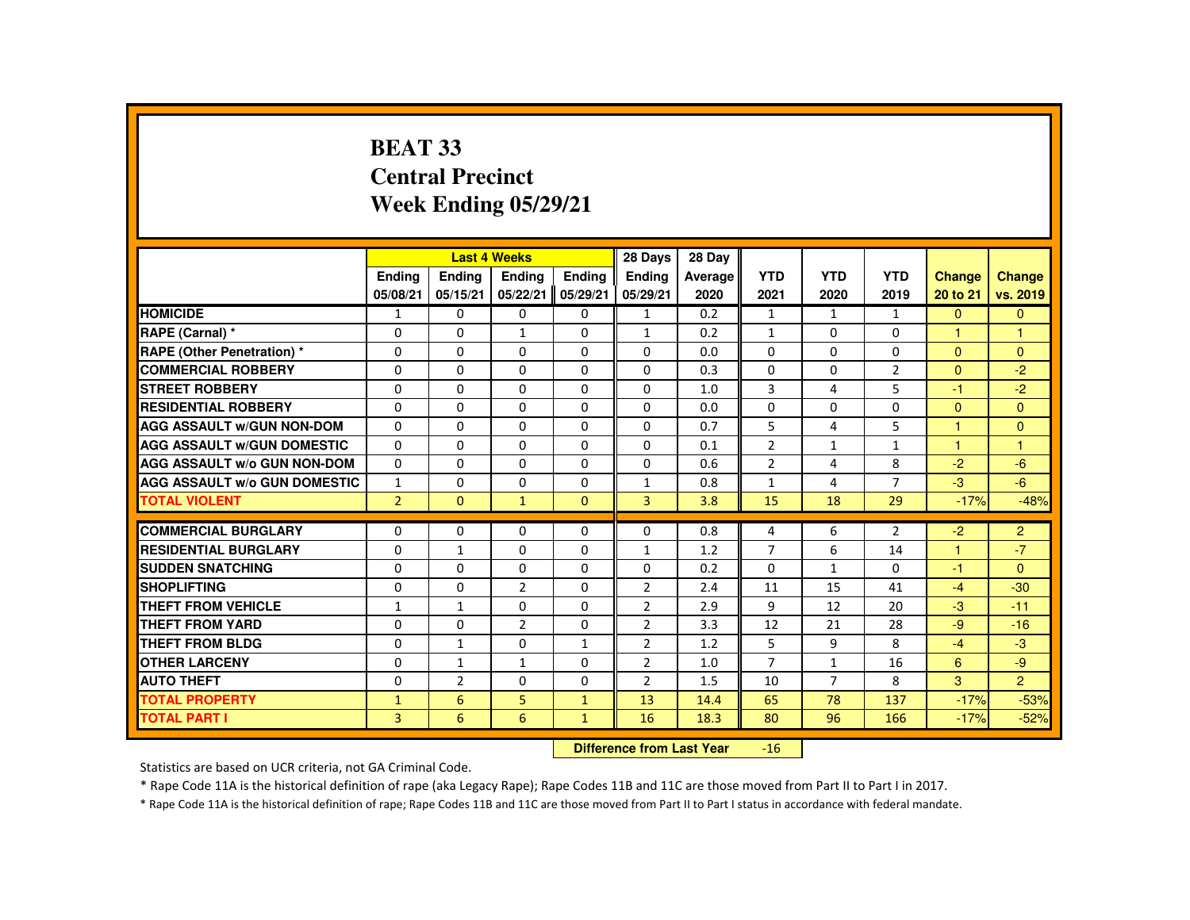# BEAT 33
## Central Precinct
## Week Ending 05/29/21

| | Last 4 Weeks | | | | 28 Days | 28 Day | | | | | |
|---|---|---|---|---|---|---|---|---|---|---|---|
| | Ending 05/08/21 | Ending 05/15/21 | Ending 05/22/21 | Ending 05/29/21 | Ending 05/29/21 | Average 2020 | YTD 2021 | YTD 2020 | YTD 2019 | Change 20 to 21 | Change vs. 2019 |
| HOMICIDE | 1 | 0 | 0 | 0 | 1 | 0.2 | 1 | 1 | 1 | 0 | 0 |
| RAPE (Carnal) * | 0 | 0 | 1 | 0 | 1 | 0.2 | 1 | 0 | 0 | 1 | 1 |
| RAPE (Other Penetration) * | 0 | 0 | 0 | 0 | 0 | 0.0 | 0 | 0 | 0 | 0 | 0 |
| COMMERCIAL ROBBERY | 0 | 0 | 0 | 0 | 0 | 0.3 | 0 | 0 | 2 | 0 | -2 |
| STREET ROBBERY | 0 | 0 | 0 | 0 | 0 | 1.0 | 3 | 4 | 5 | -1 | -2 |
| RESIDENTIAL ROBBERY | 0 | 0 | 0 | 0 | 0 | 0.0 | 0 | 0 | 0 | 0 | 0 |
| AGG ASSAULT w/GUN NON-DOM | 0 | 0 | 0 | 0 | 0 | 0.7 | 5 | 4 | 5 | 1 | 0 |
| AGG ASSAULT w/GUN DOMESTIC | 0 | 0 | 0 | 0 | 0 | 0.1 | 2 | 1 | 1 | 1 | 1 |
| AGG ASSAULT w/o GUN NON-DOM | 0 | 0 | 0 | 0 | 0 | 0.6 | 2 | 4 | 8 | -2 | -6 |
| AGG ASSAULT w/o GUN DOMESTIC | 1 | 0 | 0 | 0 | 1 | 0.8 | 1 | 4 | 7 | -3 | -6 |
| TOTAL VIOLENT | 2 | 0 | 1 | 0 | 3 | 3.8 | 15 | 18 | 29 | -17% | -48% |
| COMMERCIAL BURGLARY | 0 | 0 | 0 | 0 | 0 | 0.8 | 4 | 6 | 2 | -2 | 2 |
| RESIDENTIAL BURGLARY | 0 | 1 | 0 | 0 | 1 | 1.2 | 7 | 6 | 14 | 1 | -7 |
| SUDDEN SNATCHING | 0 | 0 | 0 | 0 | 0 | 0.2 | 0 | 1 | 0 | -1 | 0 |
| SHOPLIFTING | 0 | 0 | 2 | 0 | 2 | 2.4 | 11 | 15 | 41 | -4 | -30 |
| THEFT FROM VEHICLE | 1 | 1 | 0 | 0 | 2 | 2.9 | 9 | 12 | 20 | -3 | -11 |
| THEFT FROM YARD | 0 | 0 | 2 | 0 | 2 | 3.3 | 12 | 21 | 28 | -9 | -16 |
| THEFT FROM BLDG | 0 | 1 | 0 | 1 | 2 | 1.2 | 5 | 9 | 8 | -4 | -3 |
| OTHER LARCENY | 0 | 1 | 1 | 0 | 2 | 1.0 | 7 | 1 | 16 | 6 | -9 |
| AUTO THEFT | 0 | 2 | 0 | 0 | 2 | 1.5 | 10 | 7 | 8 | 3 | 2 |
| TOTAL PROPERTY | 1 | 6 | 5 | 1 | 13 | 14.4 | 65 | 78 | 137 | -17% | -53% |
| TOTAL PART I | 3 | 6 | 6 | 1 | 16 | 18.3 | 80 | 96 | 166 | -17% | -52% |

**Difference from Last Year** -16

Statistics are based on UCR criteria, not GA Criminal Code.

* Rape Code 11A is the historical definition of rape (aka Legacy Rape); Rape Codes 11B and 11C are those moved from Part II to Part I in 2017.

* Rape Code 11A is the historical definition of rape; Rape Codes 11B and 11C are those moved from Part II to Part I status in accordance with federal mandate.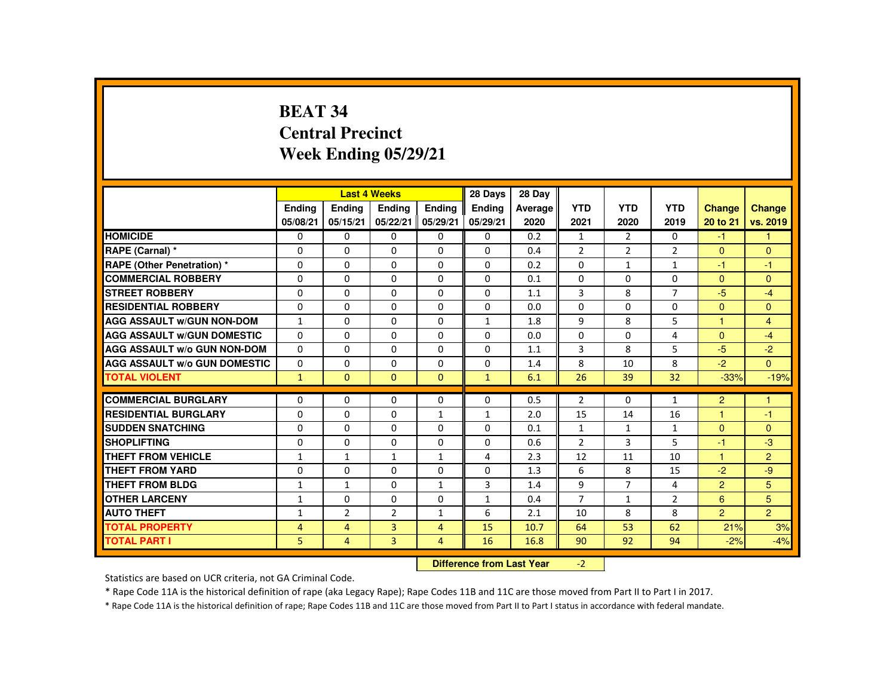# BEAT 34
## Central Precinct
## Week Ending 05/29/21

| | Last 4 Weeks | | | | 28 Days | 28 Day | | | | | |
|---|---|---|---|---|---|---|---|---|---|---|---|
| | Ending 05/08/21 | Ending 05/15/21 | Ending 05/22/21 | Ending 05/29/21 | Ending 05/29/21 | Average 2020 | YTD 2021 | YTD 2020 | YTD 2019 | Change 20 to 21 | Change vs. 2019 |
| HOMICIDE | 0 | 0 | 0 | 0 | 0 | 0.2 | 1 | 2 | 0 | -1 | 1 |
| RAPE (Carnal) * | 0 | 0 | 0 | 0 | 0 | 0.4 | 2 | 2 | 2 | 0 | 0 |
| RAPE (Other Penetration) * | 0 | 0 | 0 | 0 | 0 | 0.2 | 0 | 1 | 1 | -1 | -1 |
| COMMERCIAL ROBBERY | 0 | 0 | 0 | 0 | 0 | 0.1 | 0 | 0 | 0 | 0 | 0 |
| STREET ROBBERY | 0 | 0 | 0 | 0 | 0 | 1.1 | 3 | 8 | 7 | -5 | -4 |
| RESIDENTIAL ROBBERY | 0 | 0 | 0 | 0 | 0 | 0.0 | 0 | 0 | 0 | 0 | 0 |
| AGG ASSAULT w/GUN NON-DOM | 1 | 0 | 0 | 0 | 1 | 1.8 | 9 | 8 | 5 | 1 | 4 |
| AGG ASSAULT w/GUN DOMESTIC | 0 | 0 | 0 | 0 | 0 | 0.0 | 0 | 0 | 4 | 0 | -4 |
| AGG ASSAULT w/o GUN NON-DOM | 0 | 0 | 0 | 0 | 0 | 1.1 | 3 | 8 | 5 | -5 | -2 |
| AGG ASSAULT w/o GUN DOMESTIC | 0 | 0 | 0 | 0 | 0 | 1.4 | 8 | 10 | 8 | -2 | 0 |
| TOTAL VIOLENT | 1 | 0 | 0 | 0 | 1 | 6.1 | 26 | 39 | 32 | -33% | -19% |
| COMMERCIAL BURGLARY | 0 | 0 | 0 | 0 | 0 | 0.5 | 2 | 0 | 1 | 2 | 1 |
| RESIDENTIAL BURGLARY | 0 | 0 | 0 | 1 | 1 | 2.0 | 15 | 14 | 16 | 1 | -1 |
| SUDDEN SNATCHING | 0 | 0 | 0 | 0 | 0 | 0.1 | 1 | 1 | 1 | 0 | 0 |
| SHOPLIFTING | 0 | 0 | 0 | 0 | 0 | 0.6 | 2 | 3 | 5 | -1 | -3 |
| THEFT FROM VEHICLE | 1 | 1 | 1 | 1 | 4 | 2.3 | 12 | 11 | 10 | 1 | 2 |
| THEFT FROM YARD | 0 | 0 | 0 | 0 | 0 | 1.3 | 6 | 8 | 15 | -2 | -9 |
| THEFT FROM BLDG | 1 | 1 | 0 | 1 | 3 | 1.4 | 9 | 7 | 4 | 2 | 5 |
| OTHER LARCENY | 1 | 0 | 0 | 0 | 1 | 0.4 | 7 | 1 | 2 | 6 | 5 |
| AUTO THEFT | 1 | 2 | 2 | 1 | 6 | 2.1 | 10 | 8 | 8 | 2 | 2 |
| TOTAL PROPERTY | 4 | 4 | 3 | 4 | 15 | 10.7 | 64 | 53 | 62 | 21% | 3% |
| TOTAL PART I | 5 | 4 | 3 | 4 | 16 | 16.8 | 90 | 92 | 94 | -2% | -4% |

**Difference from Last Year** -2

Statistics are based on UCR criteria, not GA Criminal Code.

* Rape Code 11A is the historical definition of rape (aka Legacy Rape); Rape Codes 11B and 11C are those moved from Part II to Part I in 2017.

* Rape Code 11A is the historical definition of rape; Rape Codes 11B and 11C are those moved from Part II to Part I status in accordance with federal mandate.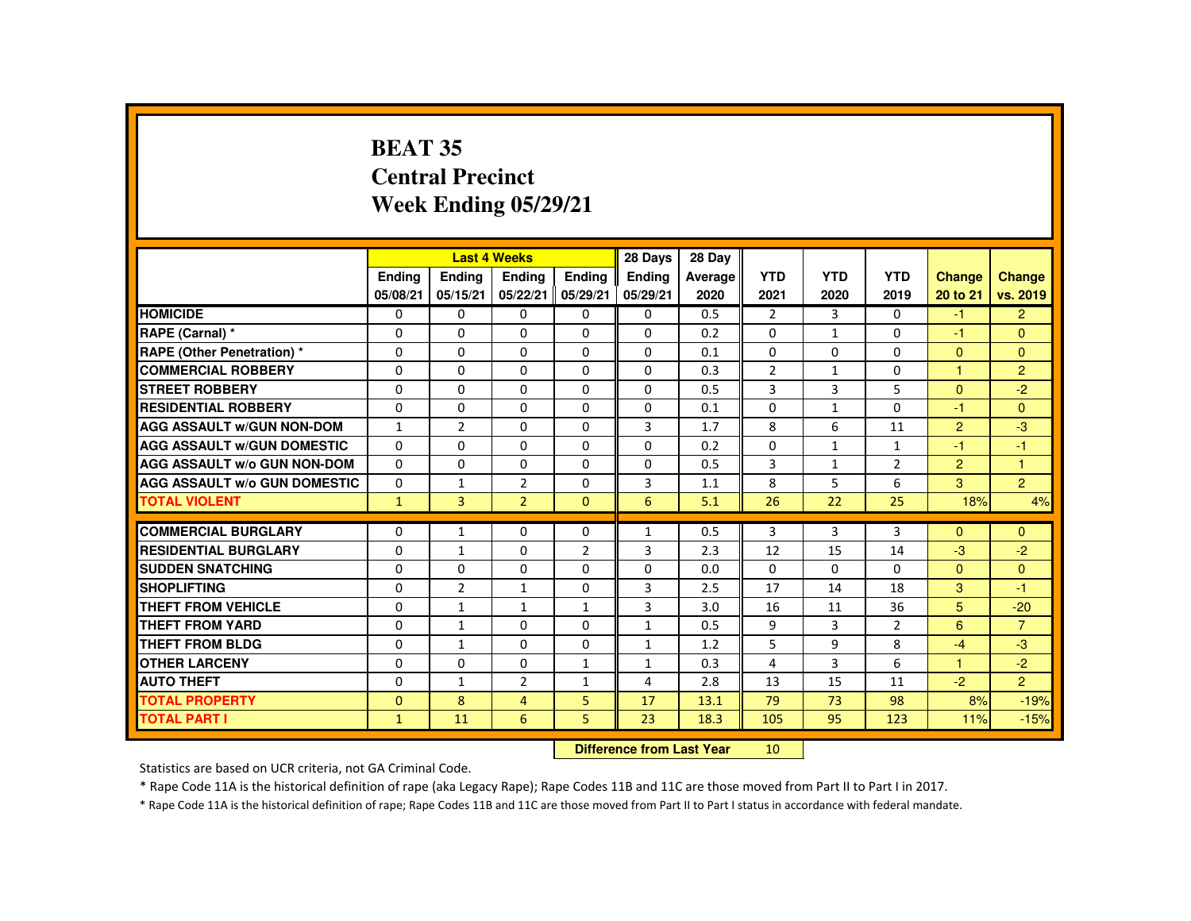# BEAT 35
## Central Precinct
## Week Ending 05/29/21

| | Last 4 Weeks | | | | 28 Days | 28 Day | | | | | |
|---|---|---|---|---|---|---|---|---|---|---|---|
| | Ending 05/08/21 | Ending 05/15/21 | Ending 05/22/21 | Ending 05/29/21 | Ending 05/29/21 | Average 2020 | YTD 2021 | YTD 2020 | YTD 2019 | Change 20 to 21 | Change vs. 2019 |
| HOMICIDE | 0 | 0 | 0 | 0 | 0 | 0.5 | 2 | 3 | 0 | -1 | 2 |
| RAPE (Carnal) * | 0 | 0 | 0 | 0 | 0 | 0.2 | 0 | 1 | 0 | -1 | 0 |
| RAPE (Other Penetration) * | 0 | 0 | 0 | 0 | 0 | 0.1 | 0 | 0 | 0 | 0 | 0 |
| COMMERCIAL ROBBERY | 0 | 0 | 0 | 0 | 0 | 0.3 | 2 | 1 | 0 | 1 | 2 |
| STREET ROBBERY | 0 | 0 | 0 | 0 | 0 | 0.5 | 3 | 3 | 5 | 0 | -2 |
| RESIDENTIAL ROBBERY | 0 | 0 | 0 | 0 | 0 | 0.1 | 0 | 1 | 0 | -1 | 0 |
| AGG ASSAULT w/GUN NON-DOM | 1 | 2 | 0 | 0 | 3 | 1.7 | 8 | 6 | 11 | 2 | -3 |
| AGG ASSAULT w/GUN DOMESTIC | 0 | 0 | 0 | 0 | 0 | 0.2 | 0 | 1 | 1 | -1 | -1 |
| AGG ASSAULT w/o GUN NON-DOM | 0 | 0 | 0 | 0 | 0 | 0.5 | 3 | 1 | 2 | 2 | 1 |
| AGG ASSAULT w/o GUN DOMESTIC | 0 | 1 | 2 | 0 | 3 | 1.1 | 8 | 5 | 6 | 3 | 2 |
| TOTAL VIOLENT | 1 | 3 | 2 | 0 | 6 | 5.1 | 26 | 22 | 25 | 18% | 4% |
| COMMERCIAL BURGLARY | 0 | 1 | 0 | 0 | 1 | 0.5 | 3 | 3 | 3 | 0 | 0 |
| RESIDENTIAL BURGLARY | 0 | 1 | 0 | 2 | 3 | 2.3 | 12 | 15 | 14 | -3 | -2 |
| SUDDEN SNATCHING | 0 | 0 | 0 | 0 | 0 | 0.0 | 0 | 0 | 0 | 0 | 0 |
| SHOPLIFTING | 0 | 2 | 1 | 0 | 3 | 2.5 | 17 | 14 | 18 | 3 | -1 |
| THEFT FROM VEHICLE | 0 | 1 | 1 | 1 | 3 | 3.0 | 16 | 11 | 36 | 5 | -20 |
| THEFT FROM YARD | 0 | 1 | 0 | 0 | 1 | 0.5 | 9 | 3 | 2 | 6 | 7 |
| THEFT FROM BLDG | 0 | 1 | 0 | 0 | 1 | 1.2 | 5 | 9 | 8 | -4 | -3 |
| OTHER LARCENY | 0 | 0 | 0 | 1 | 1 | 0.3 | 4 | 3 | 6 | 1 | -2 |
| AUTO THEFT | 0 | 1 | 2 | 1 | 4 | 2.8 | 13 | 15 | 11 | -2 | 2 |
| TOTAL PROPERTY | 0 | 8 | 4 | 5 | 17 | 13.1 | 79 | 73 | 98 | 8% | -19% |
| TOTAL PART I | 1 | 11 | 6 | 5 | 23 | 18.3 | 105 | 95 | 123 | 11% | -15% |

**Difference from Last Year** 10

Statistics are based on UCR criteria, not GA Criminal Code.

* Rape Code 11A is the historical definition of rape (aka Legacy Rape); Rape Codes 11B and 11C are those moved from Part II to Part I in 2017.

* Rape Code 11A is the historical definition of rape; Rape Codes 11B and 11C are those moved from Part II to Part I status in accordance with federal mandate.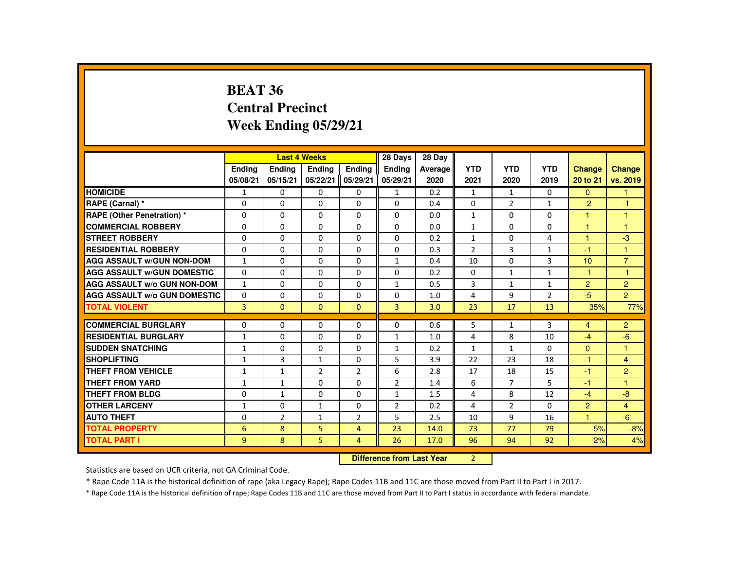# BEAT 36
## Central Precinct
## Week Ending 05/29/21

| | Last 4 Weeks | | | | 28 Days | 28 Day | | | | | |
|---|---|---|---|---|---|---|---|---|---|---|---|
| | Ending 05/08/21 | Ending 05/15/21 | Ending 05/22/21 | Ending 05/29/21 | Ending 05/29/21 | Average 2020 | YTD 2021 | YTD 2020 | YTD 2019 | Change 20 to 21 | Change vs. 2019 |
| HOMICIDE | 1 | 0 | 0 | 0 | 1 | 0.2 | 1 | 1 | 0 | 0 | 1 |
| RAPE (Carnal) * | 0 | 0 | 0 | 0 | 0 | 0.4 | 0 | 2 | 1 | -2 | -1 |
| RAPE (Other Penetration) * | 0 | 0 | 0 | 0 | 0 | 0.0 | 1 | 0 | 0 | 1 | 1 |
| COMMERCIAL ROBBERY | 0 | 0 | 0 | 0 | 0 | 0.0 | 1 | 0 | 0 | 1 | 1 |
| STREET ROBBERY | 0 | 0 | 0 | 0 | 0 | 0.2 | 1 | 0 | 4 | 1 | -3 |
| RESIDENTIAL ROBBERY | 0 | 0 | 0 | 0 | 0 | 0.3 | 2 | 3 | 1 | -1 | 1 |
| AGG ASSAULT w/GUN NON-DOM | 1 | 0 | 0 | 0 | 1 | 0.4 | 10 | 0 | 3 | 10 | 7 |
| AGG ASSAULT w/GUN DOMESTIC | 0 | 0 | 0 | 0 | 0 | 0.2 | 0 | 1 | 1 | -1 | -1 |
| AGG ASSAULT w/o GUN NON-DOM | 1 | 0 | 0 | 0 | 1 | 0.5 | 3 | 1 | 1 | 2 | 2 |
| AGG ASSAULT w/o GUN DOMESTIC | 0 | 0 | 0 | 0 | 0 | 1.0 | 4 | 9 | 2 | -5 | 2 |
| TOTAL VIOLENT | 3 | 0 | 0 | 0 | 3 | 3.0 | 23 | 17 | 13 | 35% | 77% |
| COMMERCIAL BURGLARY | 0 | 0 | 0 | 0 | 0 | 0.6 | 5 | 1 | 3 | 4 | 2 |
| RESIDENTIAL BURGLARY | 1 | 0 | 0 | 0 | 1 | 1.0 | 4 | 8 | 10 | -4 | -6 |
| SUDDEN SNATCHING | 1 | 0 | 0 | 0 | 1 | 0.2 | 1 | 1 | 0 | 0 | 1 |
| SHOPLIFTING | 1 | 3 | 1 | 0 | 5 | 3.9 | 22 | 23 | 18 | -1 | 4 |
| THEFT FROM VEHICLE | 1 | 1 | 2 | 2 | 6 | 2.8 | 17 | 18 | 15 | -1 | 2 |
| THEFT FROM YARD | 1 | 1 | 0 | 0 | 2 | 1.4 | 6 | 7 | 5 | -1 | 1 |
| THEFT FROM BLDG | 0 | 1 | 0 | 0 | 1 | 1.5 | 4 | 8 | 12 | -4 | -8 |
| OTHER LARCENY | 1 | 0 | 1 | 0 | 2 | 0.2 | 4 | 2 | 0 | 2 | 4 |
| AUTO THEFT | 0 | 2 | 1 | 2 | 5 | 2.5 | 10 | 9 | 16 | 1 | -6 |
| TOTAL PROPERTY | 6 | 8 | 5 | 4 | 23 | 14.0 | 73 | 77 | 79 | -5% | -8% |
| TOTAL PART I | 9 | 8 | 5 | 4 | 26 | 17.0 | 96 | 94 | 92 | 2% | 4% |

**Difference from Last Year** 2

Statistics are based on UCR criteria, not GA Criminal Code.

* Rape Code 11A is the historical definition of rape (aka Legacy Rape); Rape Codes 11B and 11C are those moved from Part II to Part I in 2017.

* Rape Code 11A is the historical definition of rape; Rape Codes 11B and 11C are those moved from Part II to Part I status in accordance with federal mandate.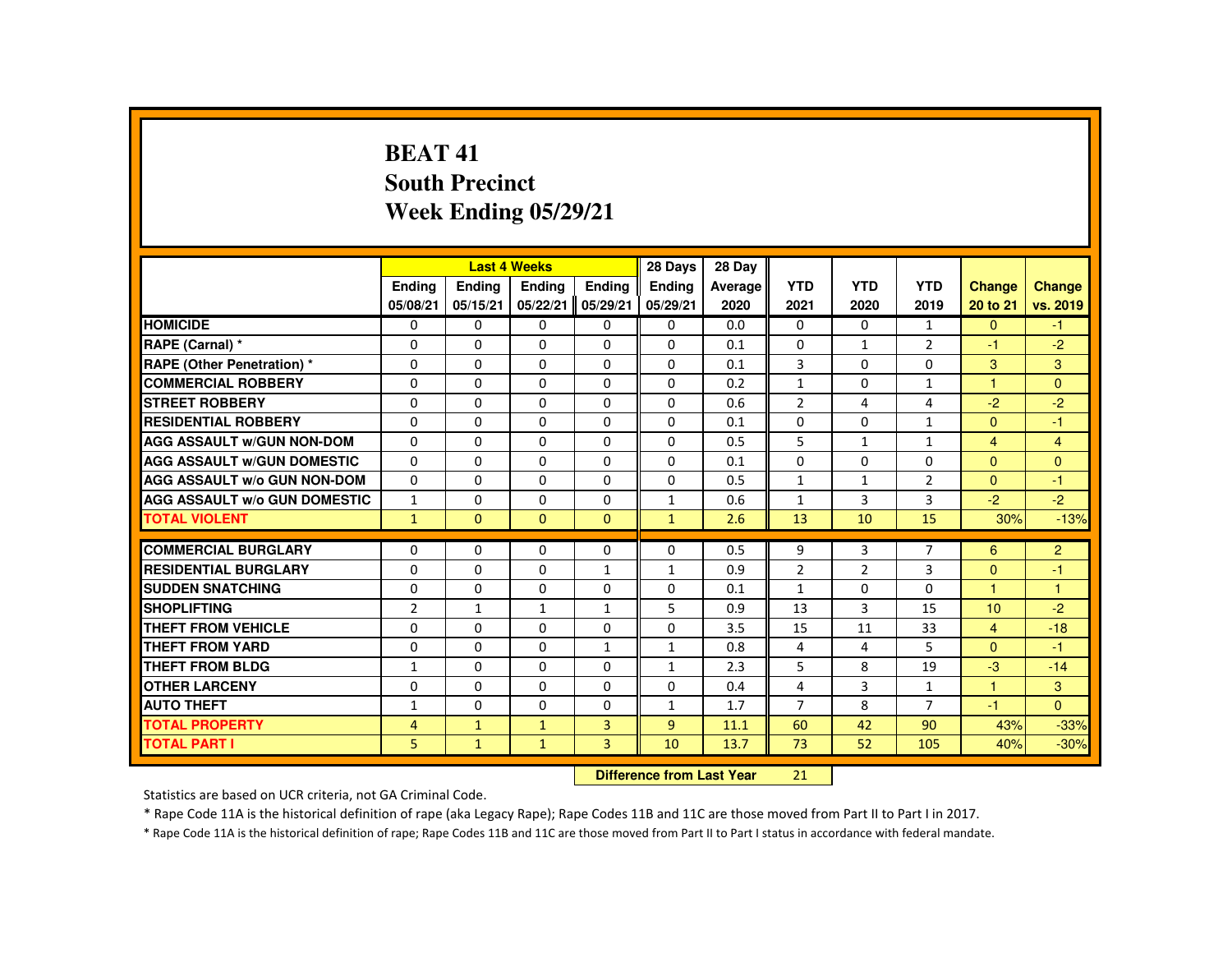# BEAT 41
## South Precinct
## Week Ending 05/29/21

| | Last 4 Weeks | | | | 28 Days | 28 Day | YTD | YTD | YTD | Change | Change |
|---|---|---|---|---|---|---|---|---|---|---|---|
| | Ending 05/08/21 | Ending 05/15/21 | Ending 05/22/21 | Ending 05/29/21 | Ending 05/29/21 | Average 2020 | 2021 | 2020 | 2019 | 20 to 21 | vs. 2019 |
| HOMICIDE | 0 | 0 | 0 | 0 | 0 | 0.0 | 0 | 0 | 1 | 0 | -1 |
| RAPE (Carnal) * | 0 | 0 | 0 | 0 | 0 | 0.1 | 0 | 1 | 2 | -1 | -2 |
| RAPE (Other Penetration) * | 0 | 0 | 0 | 0 | 0 | 0.1 | 3 | 0 | 0 | 3 | 3 |
| COMMERCIAL ROBBERY | 0 | 0 | 0 | 0 | 0 | 0.2 | 1 | 0 | 1 | 1 | 0 |
| STREET ROBBERY | 0 | 0 | 0 | 0 | 0 | 0.6 | 2 | 4 | 4 | -2 | -2 |
| RESIDENTIAL ROBBERY | 0 | 0 | 0 | 0 | 0 | 0.1 | 0 | 0 | 1 | 0 | -1 |
| AGG ASSAULT w/GUN NON-DOM | 0 | 0 | 0 | 0 | 0 | 0.5 | 5 | 1 | 1 | 4 | 4 |
| AGG ASSAULT w/GUN DOMESTIC | 0 | 0 | 0 | 0 | 0 | 0.1 | 0 | 0 | 0 | 0 | 0 |
| AGG ASSAULT w/o GUN NON-DOM | 0 | 0 | 0 | 0 | 0 | 0.5 | 1 | 1 | 2 | 0 | -1 |
| AGG ASSAULT w/o GUN DOMESTIC | 1 | 0 | 0 | 0 | 1 | 0.6 | 1 | 3 | 3 | -2 | -2 |
| TOTAL VIOLENT | 1 | 0 | 0 | 0 | 1 | 2.6 | 13 | 10 | 15 | 30% | -13% |
| COMMERCIAL BURGLARY | 0 | 0 | 0 | 0 | 0 | 0.5 | 9 | 3 | 7 | 6 | 2 |
| RESIDENTIAL BURGLARY | 0 | 0 | 0 | 1 | 1 | 0.9 | 2 | 2 | 3 | 0 | -1 |
| SUDDEN SNATCHING | 0 | 0 | 0 | 0 | 0 | 0.1 | 1 | 0 | 0 | 1 | 1 |
| SHOPLIFTING | 2 | 1 | 1 | 1 | 5 | 0.9 | 13 | 3 | 15 | 10 | -2 |
| THEFT FROM VEHICLE | 0 | 0 | 0 | 0 | 0 | 3.5 | 15 | 11 | 33 | 4 | -18 |
| THEFT FROM YARD | 0 | 0 | 0 | 1 | 1 | 0.8 | 4 | 4 | 5 | 0 | -1 |
| THEFT FROM BLDG | 1 | 0 | 0 | 0 | 1 | 2.3 | 5 | 8 | 19 | -3 | -14 |
| OTHER LARCENY | 0 | 0 | 0 | 0 | 0 | 0.4 | 4 | 3 | 1 | 1 | 3 |
| AUTO THEFT | 1 | 0 | 0 | 0 | 1 | 1.7 | 7 | 8 | 7 | -1 | 0 |
| TOTAL PROPERTY | 4 | 1 | 1 | 3 | 9 | 11.1 | 60 | 42 | 90 | 43% | -33% |
| TOTAL PART I | 5 | 1 | 1 | 3 | 10 | 13.7 | 73 | 52 | 105 | 40% | -30% |

**Difference from Last Year** 21

Statistics are based on UCR criteria, not GA Criminal Code.

* Rape Code 11A is the historical definition of rape (aka Legacy Rape); Rape Codes 11B and 11C are those moved from Part II to Part I in 2017.

* Rape Code 11A is the historical definition of rape; Rape Codes 11B and 11C are those moved from Part II to Part I status in accordance with federal mandate.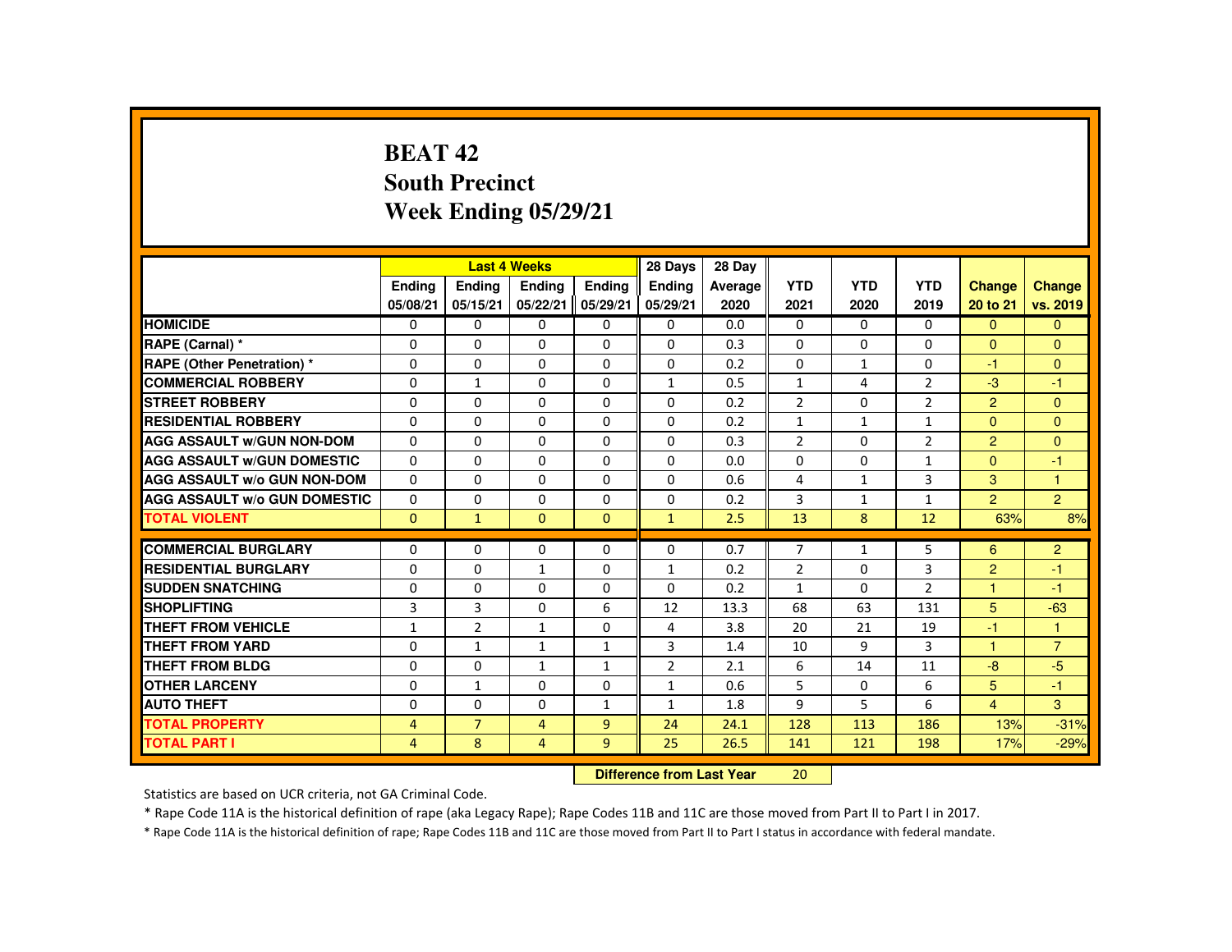# BEAT 42
## South Precinct
## Week Ending 05/29/21

| | Last 4 Weeks | | | | 28 Days | 28 Day | | | | | |
|---|---|---|---|---|---|---|---|---|---|---|---|
| | Ending 05/08/21 | Ending 05/15/21 | Ending 05/22/21 | Ending 05/29/21 | Ending 05/29/21 | Average 2020 | YTD 2021 | YTD 2020 | YTD 2019 | Change 20 to 21 | Change vs. 2019 |
| HOMICIDE | 0 | 0 | 0 | 0 | 0 | 0.0 | 0 | 0 | 0 | 0 | 0 |
| RAPE (Carnal) * | 0 | 0 | 0 | 0 | 0 | 0.3 | 0 | 0 | 0 | 0 | 0 |
| RAPE (Other Penetration) * | 0 | 0 | 0 | 0 | 0 | 0.2 | 0 | 1 | 0 | -1 | 0 |
| COMMERCIAL ROBBERY | 0 | 1 | 0 | 0 | 1 | 0.5 | 1 | 4 | 2 | -3 | -1 |
| STREET ROBBERY | 0 | 0 | 0 | 0 | 0 | 0.2 | 2 | 0 | 2 | 2 | 0 |
| RESIDENTIAL ROBBERY | 0 | 0 | 0 | 0 | 0 | 0.2 | 1 | 1 | 1 | 0 | 0 |
| AGG ASSAULT w/GUN NON-DOM | 0 | 0 | 0 | 0 | 0 | 0.3 | 2 | 0 | 2 | 2 | 0 |
| AGG ASSAULT w/GUN DOMESTIC | 0 | 0 | 0 | 0 | 0 | 0.0 | 0 | 0 | 1 | 0 | -1 |
| AGG ASSAULT w/o GUN NON-DOM | 0 | 0 | 0 | 0 | 0 | 0.6 | 4 | 1 | 3 | 3 | 1 |
| AGG ASSAULT w/o GUN DOMESTIC | 0 | 0 | 0 | 0 | 0 | 0.2 | 3 | 1 | 1 | 2 | 2 |
| TOTAL VIOLENT | 0 | 1 | 0 | 0 | 1 | 2.5 | 13 | 8 | 12 | 63% | 8% |
| COMMERCIAL BURGLARY | 0 | 0 | 0 | 0 | 0 | 0.7 | 7 | 1 | 5 | 6 | 2 |
| RESIDENTIAL BURGLARY | 0 | 0 | 1 | 0 | 1 | 0.2 | 2 | 0 | 3 | 2 | -1 |
| SUDDEN SNATCHING | 0 | 0 | 0 | 0 | 0 | 0.2 | 1 | 0 | 2 | 1 | -1 |
| SHOPLIFTING | 3 | 3 | 0 | 6 | 12 | 13.3 | 68 | 63 | 131 | 5 | -63 |
| THEFT FROM VEHICLE | 1 | 2 | 1 | 0 | 4 | 3.8 | 20 | 21 | 19 | -1 | 1 |
| THEFT FROM YARD | 0 | 1 | 1 | 1 | 3 | 1.4 | 10 | 9 | 3 | 1 | 7 |
| THEFT FROM BLDG | 0 | 0 | 1 | 1 | 2 | 2.1 | 6 | 14 | 11 | -8 | -5 |
| OTHER LARCENY | 0 | 1 | 0 | 0 | 1 | 0.6 | 5 | 0 | 6 | 5 | -1 |
| AUTO THEFT | 0 | 0 | 0 | 1 | 1 | 1.8 | 9 | 5 | 6 | 4 | 3 |
| TOTAL PROPERTY | 4 | 7 | 4 | 9 | 24 | 24.1 | 128 | 113 | 186 | 13% | -31% |
| TOTAL PART I | 4 | 8 | 4 | 9 | 25 | 26.5 | 141 | 121 | 198 | 17% | -29% |

**Difference from Last Year** 20

Statistics are based on UCR criteria, not GA Criminal Code.

* Rape Code 11A is the historical definition of rape (aka Legacy Rape); Rape Codes 11B and 11C are those moved from Part II to Part I in 2017.

* Rape Code 11A is the historical definition of rape; Rape Codes 11B and 11C are those moved from Part II to Part I status in accordance with federal mandate.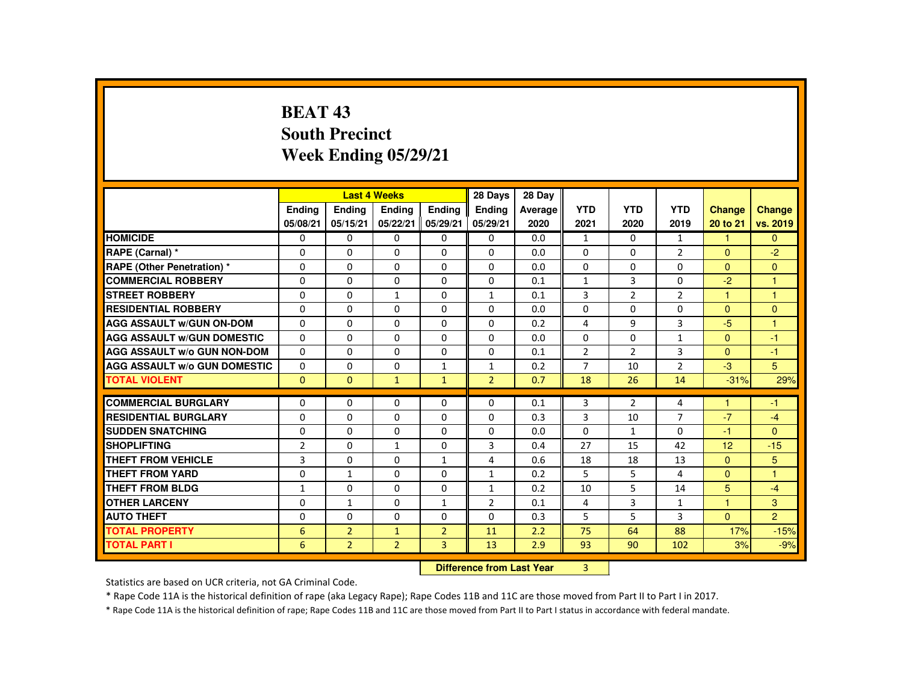# BEAT 43
## South Precinct
## Week Ending 05/29/21

| | Last 4 Weeks | | | | 28 Days | 28 Day | | | | | |
|---|---|---|---|---|---|---|---|---|---|---|---|
| | Ending 05/08/21 | Ending 05/15/21 | Ending 05/22/21 | Ending 05/29/21 | Ending 05/29/21 | Average 2020 | YTD 2021 | YTD 2020 | YTD 2019 | Change 20 to 21 | Change vs. 2019 |
| HOMICIDE | 0 | 0 | 0 | 0 | 0 | 0.0 | 1 | 0 | 1 | 1 | 0 |
| RAPE (Carnal) * | 0 | 0 | 0 | 0 | 0 | 0.0 | 0 | 0 | 2 | 0 | -2 |
| RAPE (Other Penetration) * | 0 | 0 | 0 | 0 | 0 | 0.0 | 0 | 0 | 0 | 0 | 0 |
| COMMERCIAL ROBBERY | 0 | 0 | 0 | 0 | 0 | 0.1 | 1 | 3 | 0 | -2 | 1 |
| STREET ROBBERY | 0 | 0 | 1 | 0 | 1 | 0.1 | 3 | 2 | 2 | 1 | 1 |
| RESIDENTIAL ROBBERY | 0 | 0 | 0 | 0 | 0 | 0.0 | 0 | 0 | 0 | 0 | 0 |
| AGG ASSAULT w/GUN ON-DOM | 0 | 0 | 0 | 0 | 0 | 0.2 | 4 | 9 | 3 | -5 | 1 |
| AGG ASSAULT w/GUN DOMESTIC | 0 | 0 | 0 | 0 | 0 | 0.0 | 0 | 0 | 1 | 0 | -1 |
| AGG ASSAULT w/o GUN NON-DOM | 0 | 0 | 0 | 0 | 0 | 0.1 | 2 | 2 | 3 | 0 | -1 |
| AGG ASSAULT w/o GUN DOMESTIC | 0 | 0 | 0 | 1 | 1 | 0.2 | 7 | 10 | 2 | -3 | 5 |
| TOTAL VIOLENT | 0 | 0 | 1 | 1 | 2 | 0.7 | 18 | 26 | 14 | -31% | 29% |
| COMMERCIAL BURGLARY | 0 | 0 | 0 | 0 | 0 | 0.1 | 3 | 2 | 4 | 1 | -1 |
| RESIDENTIAL BURGLARY | 0 | 0 | 0 | 0 | 0 | 0.3 | 3 | 10 | 7 | -7 | -4 |
| SUDDEN SNATCHING | 0 | 0 | 0 | 0 | 0 | 0.0 | 0 | 1 | 0 | -1 | 0 |
| SHOPLIFTING | 2 | 0 | 1 | 0 | 3 | 0.4 | 27 | 15 | 42 | 12 | -15 |
| THEFT FROM VEHICLE | 3 | 0 | 0 | 1 | 4 | 0.6 | 18 | 18 | 13 | 0 | 5 |
| THEFT FROM YARD | 0 | 1 | 0 | 0 | 1 | 0.2 | 5 | 5 | 4 | 0 | 1 |
| THEFT FROM BLDG | 1 | 0 | 0 | 0 | 1 | 0.2 | 10 | 5 | 14 | 5 | -4 |
| OTHER LARCENY | 0 | 1 | 0 | 1 | 2 | 0.1 | 4 | 3 | 1 | 1 | 3 |
| AUTO THEFT | 0 | 0 | 0 | 0 | 0 | 0.3 | 5 | 5 | 3 | 0 | 2 |
| TOTAL PROPERTY | 6 | 2 | 1 | 2 | 11 | 2.2 | 75 | 64 | 88 | 17% | -15% |
| TOTAL PART I | 6 | 2 | 2 | 3 | 13 | 2.9 | 93 | 90 | 102 | 3% | -9% |

**Difference from Last Year** 3

Statistics are based on UCR criteria, not GA Criminal Code.

* Rape Code 11A is the historical definition of rape (aka Legacy Rape); Rape Codes 11B and 11C are those moved from Part II to Part I in 2017.

* Rape Code 11A is the historical definition of rape; Rape Codes 11B and 11C are those moved from Part II to Part I status in accordance with federal mandate.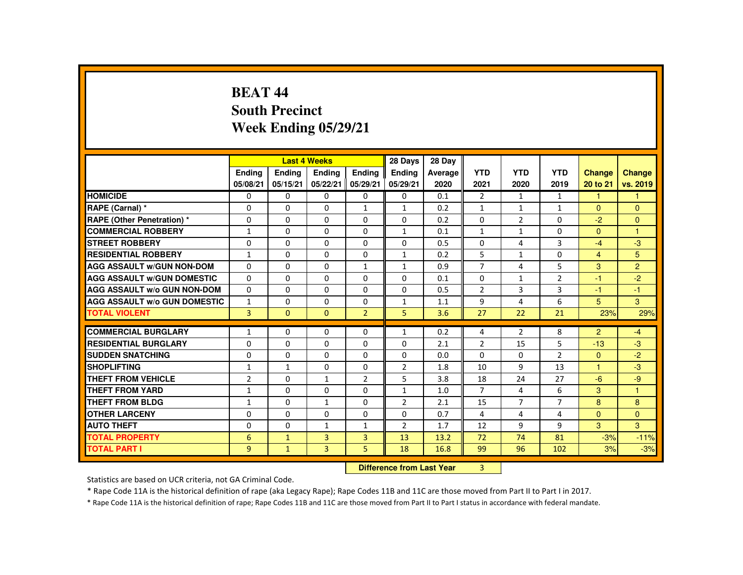# BEAT 44
## South Precinct
## Week Ending 05/29/21

| | Last 4 Weeks | | | | 28 Days | 28 Day | | | | | |
|---|---|---|---|---|---|---|---|---|---|---|---|
| | Ending 05/08/21 | Ending 05/15/21 | Ending 05/22/21 | Ending 05/29/21 | Ending 05/29/21 | Average 2020 | YTD 2021 | YTD 2020 | YTD 2019 | Change 20 to 21 | Change vs. 2019 |
| HOMICIDE | 0 | 0 | 0 | 0 | 0 | 0.1 | 2 | 1 | 1 | 1 | 1 |
| RAPE (Carnal) * | 0 | 0 | 0 | 1 | 1 | 0.2 | 1 | 1 | 1 | 0 | 0 |
| RAPE (Other Penetration) * | 0 | 0 | 0 | 0 | 0 | 0.2 | 0 | 2 | 0 | -2 | 0 |
| COMMERCIAL ROBBERY | 1 | 0 | 0 | 0 | 1 | 0.1 | 1 | 1 | 0 | 0 | 1 |
| STREET ROBBERY | 0 | 0 | 0 | 0 | 0 | 0.5 | 0 | 4 | 3 | -4 | -3 |
| RESIDENTIAL ROBBERY | 1 | 0 | 0 | 0 | 1 | 0.2 | 5 | 1 | 0 | 4 | 5 |
| AGG ASSAULT w/GUN NON-DOM | 0 | 0 | 0 | 1 | 1 | 0.9 | 7 | 4 | 5 | 3 | 2 |
| AGG ASSAULT w/GUN DOMESTIC | 0 | 0 | 0 | 0 | 0 | 0.1 | 0 | 1 | 2 | -1 | -2 |
| AGG ASSAULT w/o GUN NON-DOM | 0 | 0 | 0 | 0 | 0 | 0.5 | 2 | 3 | 3 | -1 | -1 |
| AGG ASSAULT w/o GUN DOMESTIC | 1 | 0 | 0 | 0 | 1 | 1.1 | 9 | 4 | 6 | 5 | 3 |
| TOTAL VIOLENT | 3 | 0 | 0 | 2 | 5 | 3.6 | 27 | 22 | 21 | 23% | 29% |
| COMMERCIAL BURGLARY | 1 | 0 | 0 | 0 | 1 | 0.2 | 4 | 2 | 8 | 2 | -4 |
| RESIDENTIAL BURGLARY | 0 | 0 | 0 | 0 | 0 | 2.1 | 2 | 15 | 5 | -13 | -3 |
| SUDDEN SNATCHING | 0 | 0 | 0 | 0 | 0 | 0.0 | 0 | 0 | 2 | 0 | -2 |
| SHOPLIFTING | 1 | 1 | 0 | 0 | 2 | 1.8 | 10 | 9 | 13 | 1 | -3 |
| THEFT FROM VEHICLE | 2 | 0 | 1 | 2 | 5 | 3.8 | 18 | 24 | 27 | -6 | -9 |
| THEFT FROM YARD | 1 | 0 | 0 | 0 | 1 | 1.0 | 7 | 4 | 6 | 3 | 1 |
| THEFT FROM BLDG | 1 | 0 | 1 | 0 | 2 | 2.1 | 15 | 7 | 7 | 8 | 8 |
| OTHER LARCENY | 0 | 0 | 0 | 0 | 0 | 0.7 | 4 | 4 | 4 | 0 | 0 |
| AUTO THEFT | 0 | 0 | 1 | 1 | 2 | 1.7 | 12 | 9 | 9 | 3 | 3 |
| TOTAL PROPERTY | 6 | 1 | 3 | 3 | 13 | 13.2 | 72 | 74 | 81 | -3% | -11% |
| TOTAL PART I | 9 | 1 | 3 | 5 | 18 | 16.8 | 99 | 96 | 102 | 3% | -3% |

**Difference from Last Year** 3

Statistics are based on UCR criteria, not GA Criminal Code.

* Rape Code 11A is the historical definition of rape (aka Legacy Rape); Rape Codes 11B and 11C are those moved from Part II to Part I in 2017.

* Rape Code 11A is the historical definition of rape; Rape Codes 11B and 11C are those moved from Part II to Part I status in accordance with federal mandate.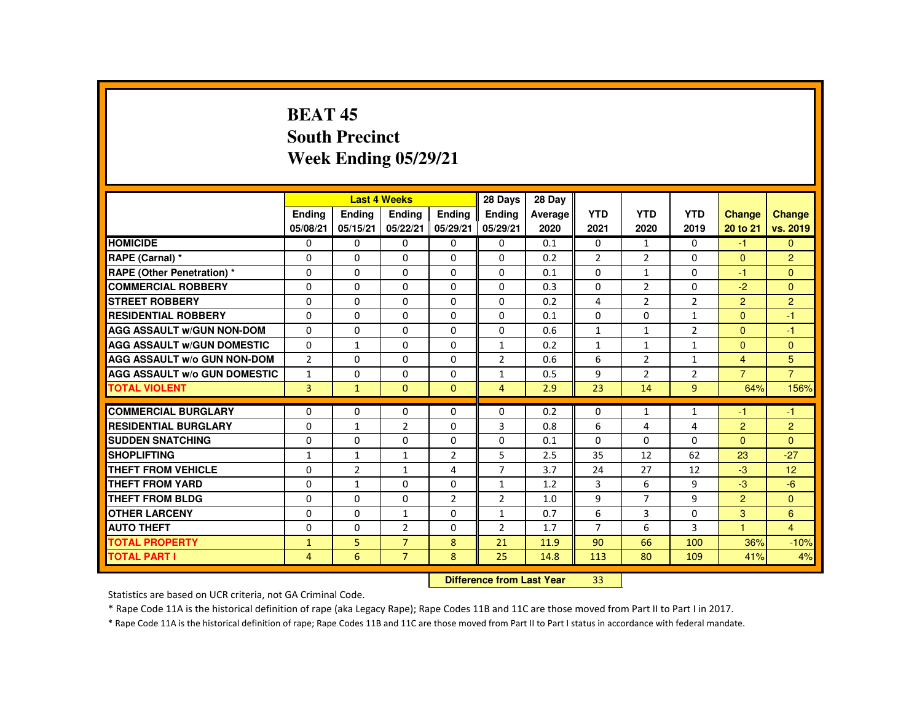# BEAT 45
## South Precinct
## Week Ending 05/29/21

| | Last 4 Weeks | | | | 28 Days | 28 Day | | | | | |
|---|---|---|---|---|---|---|---|---|---|---|---|
| | Ending 05/08/21 | Ending 05/15/21 | Ending 05/22/21 | Ending 05/29/21 | Ending 05/29/21 | Average 2020 | YTD 2021 | YTD 2020 | YTD 2019 | Change 20 to 21 | Change vs. 2019 |
| HOMICIDE | 0 | 0 | 0 | 0 | 0 | 0.1 | 0 | 1 | 0 | -1 | 0 |
| RAPE (Carnal) * | 0 | 0 | 0 | 0 | 0 | 0.2 | 2 | 2 | 0 | 0 | 2 |
| RAPE (Other Penetration) * | 0 | 0 | 0 | 0 | 0 | 0.1 | 0 | 1 | 0 | -1 | 0 |
| COMMERCIAL ROBBERY | 0 | 0 | 0 | 0 | 0 | 0.3 | 0 | 2 | 0 | -2 | 0 |
| STREET ROBBERY | 0 | 0 | 0 | 0 | 0 | 0.2 | 4 | 2 | 2 | 2 | 2 |
| RESIDENTIAL ROBBERY | 0 | 0 | 0 | 0 | 0 | 0.1 | 0 | 0 | 1 | 0 | -1 |
| AGG ASSAULT w/GUN NON-DOM | 0 | 0 | 0 | 0 | 0 | 0.6 | 1 | 1 | 2 | 0 | -1 |
| AGG ASSAULT w/GUN DOMESTIC | 0 | 1 | 0 | 0 | 1 | 0.2 | 1 | 1 | 1 | 0 | 0 |
| AGG ASSAULT w/o GUN NON-DOM | 2 | 0 | 0 | 0 | 2 | 0.6 | 6 | 2 | 1 | 4 | 5 |
| AGG ASSAULT w/o GUN DOMESTIC | 1 | 0 | 0 | 0 | 1 | 0.5 | 9 | 2 | 2 | 7 | 7 |
| TOTAL VIOLENT | 3 | 1 | 0 | 0 | 4 | 2.9 | 23 | 14 | 9 | 64% | 156% |
| COMMERCIAL BURGLARY | 0 | 0 | 0 | 0 | 0 | 0.2 | 0 | 1 | 1 | -1 | -1 |
| RESIDENTIAL BURGLARY | 0 | 1 | 2 | 0 | 3 | 0.8 | 6 | 4 | 4 | 2 | 2 |
| SUDDEN SNATCHING | 0 | 0 | 0 | 0 | 0 | 0.1 | 0 | 0 | 0 | 0 | 0 |
| SHOPLIFTING | 1 | 1 | 1 | 2 | 5 | 2.5 | 35 | 12 | 62 | 23 | -27 |
| THEFT FROM VEHICLE | 0 | 2 | 1 | 4 | 7 | 3.7 | 24 | 27 | 12 | -3 | 12 |
| THEFT FROM YARD | 0 | 1 | 0 | 0 | 1 | 1.2 | 3 | 6 | 9 | -3 | -6 |
| THEFT FROM BLDG | 0 | 0 | 0 | 2 | 2 | 1.0 | 9 | 7 | 9 | 2 | 0 |
| OTHER LARCENY | 0 | 0 | 1 | 0 | 1 | 0.7 | 6 | 3 | 0 | 3 | 6 |
| AUTO THEFT | 0 | 0 | 2 | 0 | 2 | 1.7 | 7 | 6 | 3 | 1 | 4 |
| TOTAL PROPERTY | 1 | 5 | 7 | 8 | 21 | 11.9 | 90 | 66 | 100 | 36% | -10% |
| TOTAL PART I | 4 | 6 | 7 | 8 | 25 | 14.8 | 113 | 80 | 109 | 41% | 4% |

**Difference from Last Year** 33

Statistics are based on UCR criteria, not GA Criminal Code.

* Rape Code 11A is the historical definition of rape (aka Legacy Rape); Rape Codes 11B and 11C are those moved from Part II to Part I in 2017.

* Rape Code 11A is the historical definition of rape; Rape Codes 11B and 11C are those moved from Part II to Part I status in accordance with federal mandate.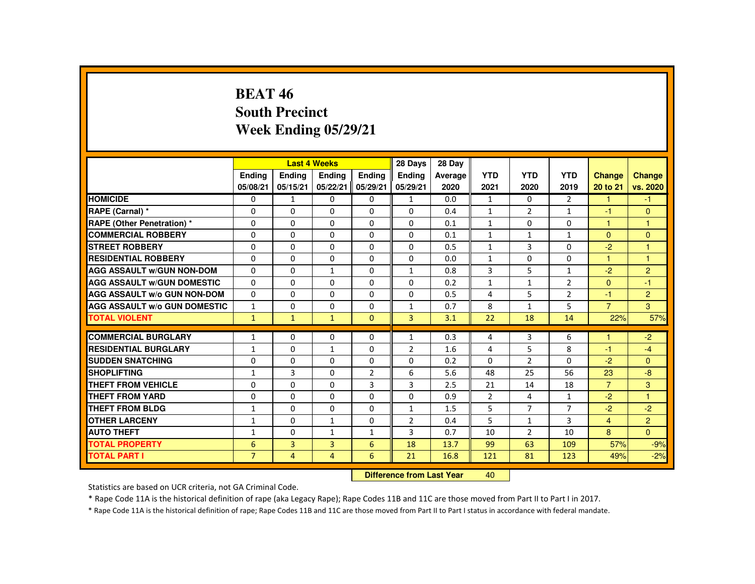# BEAT 46
## South Precinct
## Week Ending 05/29/21

| | Last 4 Weeks | | | | 28 Days | 28 Day | | | | | |
|---|---|---|---|---|---|---|---|---|---|---|---|
| | Ending 05/08/21 | Ending 05/15/21 | Ending 05/22/21 | Ending 05/29/21 | Ending 05/29/21 | Average 2020 | YTD 2021 | YTD 2020 | YTD 2019 | Change 20 to 21 | Change vs. 2020 |
| HOMICIDE | 0 | 1 | 0 | 0 | 1 | 0.0 | 1 | 0 | 2 | 1 | -1 |
| RAPE (Carnal) * | 0 | 0 | 0 | 0 | 0 | 0.4 | 1 | 2 | 1 | -1 | 0 |
| RAPE (Other Penetration) * | 0 | 0 | 0 | 0 | 0 | 0.1 | 1 | 0 | 0 | 1 | 1 |
| COMMERCIAL ROBBERY | 0 | 0 | 0 | 0 | 0 | 0.1 | 1 | 1 | 1 | 0 | 0 |
| STREET ROBBERY | 0 | 0 | 0 | 0 | 0 | 0.5 | 1 | 3 | 0 | -2 | 1 |
| RESIDENTIAL ROBBERY | 0 | 0 | 0 | 0 | 0 | 0.0 | 1 | 0 | 0 | 1 | 1 |
| AGG ASSAULT w/GUN NON-DOM | 0 | 0 | 1 | 0 | 1 | 0.8 | 3 | 5 | 1 | -2 | 2 |
| AGG ASSAULT w/GUN DOMESTIC | 0 | 0 | 0 | 0 | 0 | 0.2 | 1 | 1 | 2 | 0 | -1 |
| AGG ASSAULT w/o GUN NON-DOM | 0 | 0 | 0 | 0 | 0 | 0.5 | 4 | 5 | 2 | -1 | 2 |
| AGG ASSAULT w/o GUN DOMESTIC | 1 | 0 | 0 | 0 | 1 | 0.7 | 8 | 1 | 5 | 7 | 3 |
| TOTAL VIOLENT | 1 | 1 | 1 | 0 | 3 | 3.1 | 22 | 18 | 14 | 22% | 57% |
| COMMERCIAL BURGLARY | 1 | 0 | 0 | 0 | 1 | 0.3 | 4 | 3 | 6 | 1 | -2 |
| RESIDENTIAL BURGLARY | 1 | 0 | 1 | 0 | 2 | 1.6 | 4 | 5 | 8 | -1 | -4 |
| SUDDEN SNATCHING | 0 | 0 | 0 | 0 | 0 | 0.2 | 0 | 2 | 0 | -2 | 0 |
| SHOPLIFTING | 1 | 3 | 0 | 2 | 6 | 5.6 | 48 | 25 | 56 | 23 | -8 |
| THEFT FROM VEHICLE | 0 | 0 | 0 | 3 | 3 | 2.5 | 21 | 14 | 18 | 7 | 3 |
| THEFT FROM YARD | 0 | 0 | 0 | 0 | 0 | 0.9 | 2 | 4 | 1 | -2 | 1 |
| THEFT FROM BLDG | 1 | 0 | 0 | 0 | 1 | 1.5 | 5 | 7 | 7 | -2 | -2 |
| OTHER LARCENY | 1 | 0 | 1 | 0 | 2 | 0.4 | 5 | 1 | 3 | 4 | 2 |
| AUTO THEFT | 1 | 0 | 1 | 1 | 3 | 0.7 | 10 | 2 | 10 | 8 | 0 |
| TOTAL PROPERTY | 6 | 3 | 3 | 6 | 18 | 13.7 | 99 | 63 | 109 | 57% | -9% |
| TOTAL PART I | 7 | 4 | 4 | 6 | 21 | 16.8 | 121 | 81 | 123 | 49% | -2% |

**Difference from Last Year** 40

Statistics are based on UCR criteria, not GA Criminal Code.

* Rape Code 11A is the historical definition of rape (aka Legacy Rape); Rape Codes 11B and 11C are those moved from Part II to Part I in 2017.

* Rape Code 11A is the historical definition of rape; Rape Codes 11B and 11C are those moved from Part II to Part I status in accordance with federal mandate.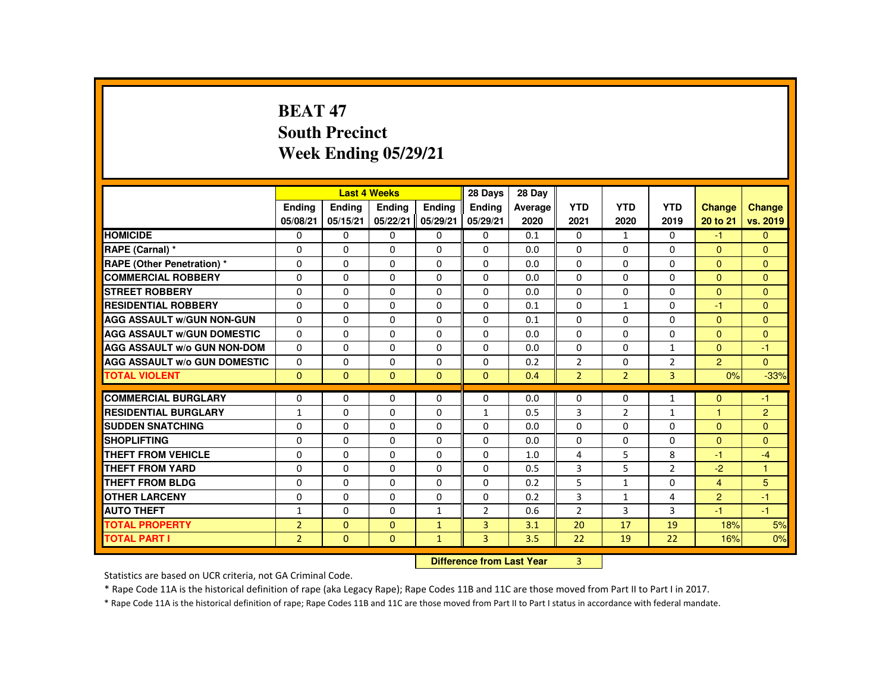# BEAT 47
## South Precinct
## Week Ending 05/29/21

| | Last 4 Weeks | | | | 28 Days | 28 Day | | | | | |
|---|---|---|---|---|---|---|---|---|---|---|---|
| | Ending 05/08/21 | Ending 05/15/21 | Ending 05/22/21 | Ending 05/29/21 | Ending 05/29/21 | Average 2020 | YTD 2021 | YTD 2020 | YTD 2019 | Change 20 to 21 | Change vs. 2019 |
| HOMICIDE | 0 | 0 | 0 | 0 | 0 | 0.1 | 0 | 1 | 0 | -1 | 0 |
| RAPE (Carnal) * | 0 | 0 | 0 | 0 | 0 | 0.0 | 0 | 0 | 0 | 0 | 0 |
| RAPE (Other Penetration) * | 0 | 0 | 0 | 0 | 0 | 0.0 | 0 | 0 | 0 | 0 | 0 |
| COMMERCIAL ROBBERY | 0 | 0 | 0 | 0 | 0 | 0.0 | 0 | 0 | 0 | 0 | 0 |
| STREET ROBBERY | 0 | 0 | 0 | 0 | 0 | 0.0 | 0 | 0 | 0 | 0 | 0 |
| RESIDENTIAL ROBBERY | 0 | 0 | 0 | 0 | 0 | 0.1 | 0 | 1 | 0 | -1 | 0 |
| AGG ASSAULT w/GUN NON-GUN | 0 | 0 | 0 | 0 | 0 | 0.1 | 0 | 0 | 0 | 0 | 0 |
| AGG ASSAULT w/GUN DOMESTIC | 0 | 0 | 0 | 0 | 0 | 0.0 | 0 | 0 | 0 | 0 | 0 |
| AGG ASSAULT w/o GUN NON-DOM | 0 | 0 | 0 | 0 | 0 | 0.0 | 0 | 0 | 1 | 0 | -1 |
| AGG ASSAULT w/o GUN DOMESTIC | 0 | 0 | 0 | 0 | 0 | 0.2 | 2 | 0 | 2 | 2 | 0 |
| TOTAL VIOLENT | 0 | 0 | 0 | 0 | 0 | 0.4 | 2 | 2 | 3 | 0% | -33% |
| COMMERCIAL BURGLARY | 0 | 0 | 0 | 0 | 0 | 0.0 | 0 | 0 | 1 | 0 | -1 |
| RESIDENTIAL BURGLARY | 1 | 0 | 0 | 0 | 1 | 0.5 | 3 | 2 | 1 | 1 | 2 |
| SUDDEN SNATCHING | 0 | 0 | 0 | 0 | 0 | 0.0 | 0 | 0 | 0 | 0 | 0 |
| SHOPLIFTING | 0 | 0 | 0 | 0 | 0 | 0.0 | 0 | 0 | 0 | 0 | 0 |
| THEFT FROM VEHICLE | 0 | 0 | 0 | 0 | 0 | 1.0 | 4 | 5 | 8 | -1 | -4 |
| THEFT FROM YARD | 0 | 0 | 0 | 0 | 0 | 0.5 | 3 | 5 | 2 | -2 | 1 |
| THEFT FROM BLDG | 0 | 0 | 0 | 0 | 0 | 0.2 | 5 | 1 | 0 | 4 | 5 |
| OTHER LARCENY | 0 | 0 | 0 | 0 | 0 | 0.2 | 3 | 1 | 4 | 2 | -1 |
| AUTO THEFT | 1 | 0 | 0 | 1 | 2 | 0.6 | 2 | 3 | 3 | -1 | -1 |
| TOTAL PROPERTY | 2 | 0 | 0 | 1 | 3 | 3.1 | 20 | 17 | 19 | 18% | 5% |
| TOTAL PART I | 2 | 0 | 0 | 1 | 3 | 3.5 | 22 | 19 | 22 | 16% | 0% |

**Difference from Last Year** 3

Statistics are based on UCR criteria, not GA Criminal Code.

* Rape Code 11A is the historical definition of rape (aka Legacy Rape); Rape Codes 11B and 11C are those moved from Part II to Part I in 2017.

* Rape Code 11A is the historical definition of rape; Rape Codes 11B and 11C are those moved from Part II to Part I status in accordance with federal mandate.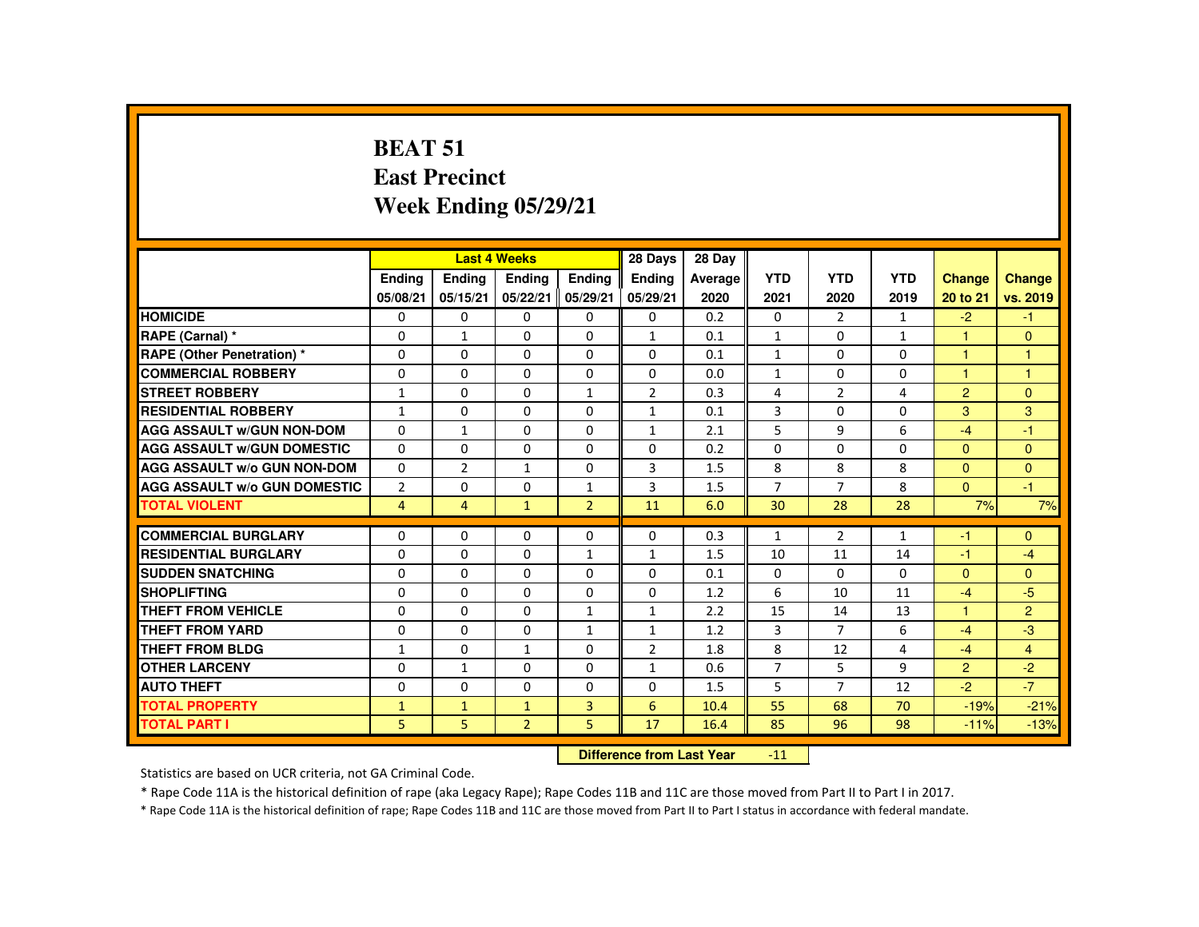# BEAT 51
## East Precinct
## Week Ending 05/29/21

| | Last 4 Weeks | | | | 28 Days | 28 Day | | | | | |
|---|---|---|---|---|---|---|---|---|---|---|---|
| | Ending 05/08/21 | Ending 05/15/21 | Ending 05/22/21 | Ending 05/29/21 | Ending 05/29/21 | Average 2020 | YTD 2021 | YTD 2020 | YTD 2019 | Change 20 to 21 | Change vs. 2019 |
| HOMICIDE | 0 | 0 | 0 | 0 | 0 | 0.2 | 0 | 2 | 1 | -2 | -1 |
| RAPE (Carnal) * | 0 | 1 | 0 | 0 | 1 | 0.1 | 1 | 0 | 1 | 1 | 0 |
| RAPE (Other Penetration) * | 0 | 0 | 0 | 0 | 0 | 0.1 | 1 | 0 | 0 | 1 | 1 |
| COMMERCIAL ROBBERY | 0 | 0 | 0 | 0 | 0 | 0.0 | 1 | 0 | 0 | 1 | 1 |
| STREET ROBBERY | 1 | 0 | 0 | 1 | 2 | 0.3 | 4 | 2 | 4 | 2 | 0 |
| RESIDENTIAL ROBBERY | 1 | 0 | 0 | 0 | 1 | 0.1 | 3 | 0 | 0 | 3 | 3 |
| AGG ASSAULT w/GUN NON-DOM | 0 | 1 | 0 | 0 | 1 | 2.1 | 5 | 9 | 6 | -4 | -1 |
| AGG ASSAULT w/GUN DOMESTIC | 0 | 0 | 0 | 0 | 0 | 0.2 | 0 | 0 | 0 | 0 | 0 |
| AGG ASSAULT w/o GUN NON-DOM | 0 | 2 | 1 | 0 | 3 | 1.5 | 8 | 8 | 8 | 0 | 0 |
| AGG ASSAULT w/o GUN DOMESTIC | 2 | 0 | 0 | 1 | 3 | 1.5 | 7 | 7 | 8 | 0 | -1 |
| TOTAL VIOLENT | 4 | 4 | 1 | 2 | 11 | 6.0 | 30 | 28 | 28 | 7% | 7% |
| COMMERCIAL BURGLARY | 0 | 0 | 0 | 0 | 0 | 0.3 | 1 | 2 | 1 | -1 | 0 |
| RESIDENTIAL BURGLARY | 0 | 0 | 0 | 1 | 1 | 1.5 | 10 | 11 | 14 | -1 | -4 |
| SUDDEN SNATCHING | 0 | 0 | 0 | 0 | 0 | 0.1 | 0 | 0 | 0 | 0 | 0 |
| SHOPLIFTING | 0 | 0 | 0 | 0 | 0 | 1.2 | 6 | 10 | 11 | -4 | -5 |
| THEFT FROM VEHICLE | 0 | 0 | 0 | 1 | 1 | 2.2 | 15 | 14 | 13 | 1 | 2 |
| THEFT FROM YARD | 0 | 0 | 0 | 1 | 1 | 1.2 | 3 | 7 | 6 | -4 | -3 |
| THEFT FROM BLDG | 1 | 0 | 1 | 0 | 2 | 1.8 | 8 | 12 | 4 | -4 | 4 |
| OTHER LARCENY | 0 | 1 | 0 | 0 | 1 | 0.6 | 7 | 5 | 9 | 2 | -2 |
| AUTO THEFT | 0 | 0 | 0 | 0 | 0 | 1.5 | 5 | 7 | 12 | -2 | -7 |
| TOTAL PROPERTY | 1 | 1 | 1 | 3 | 6 | 10.4 | 55 | 68 | 70 | -19% | -21% |
| TOTAL PART I | 5 | 5 | 2 | 5 | 17 | 16.4 | 85 | 96 | 98 | -11% | -13% |

| Difference from Last Year | -11 |
|---|---|

Statistics are based on UCR criteria, not GA Criminal Code.

* Rape Code 11A is the historical definition of rape (aka Legacy Rape); Rape Codes 11B and 11C are those moved from Part II to Part I in 2017.

* Rape Code 11A is the historical definition of rape; Rape Codes 11B and 11C are those moved from Part II to Part I status in accordance with federal mandate.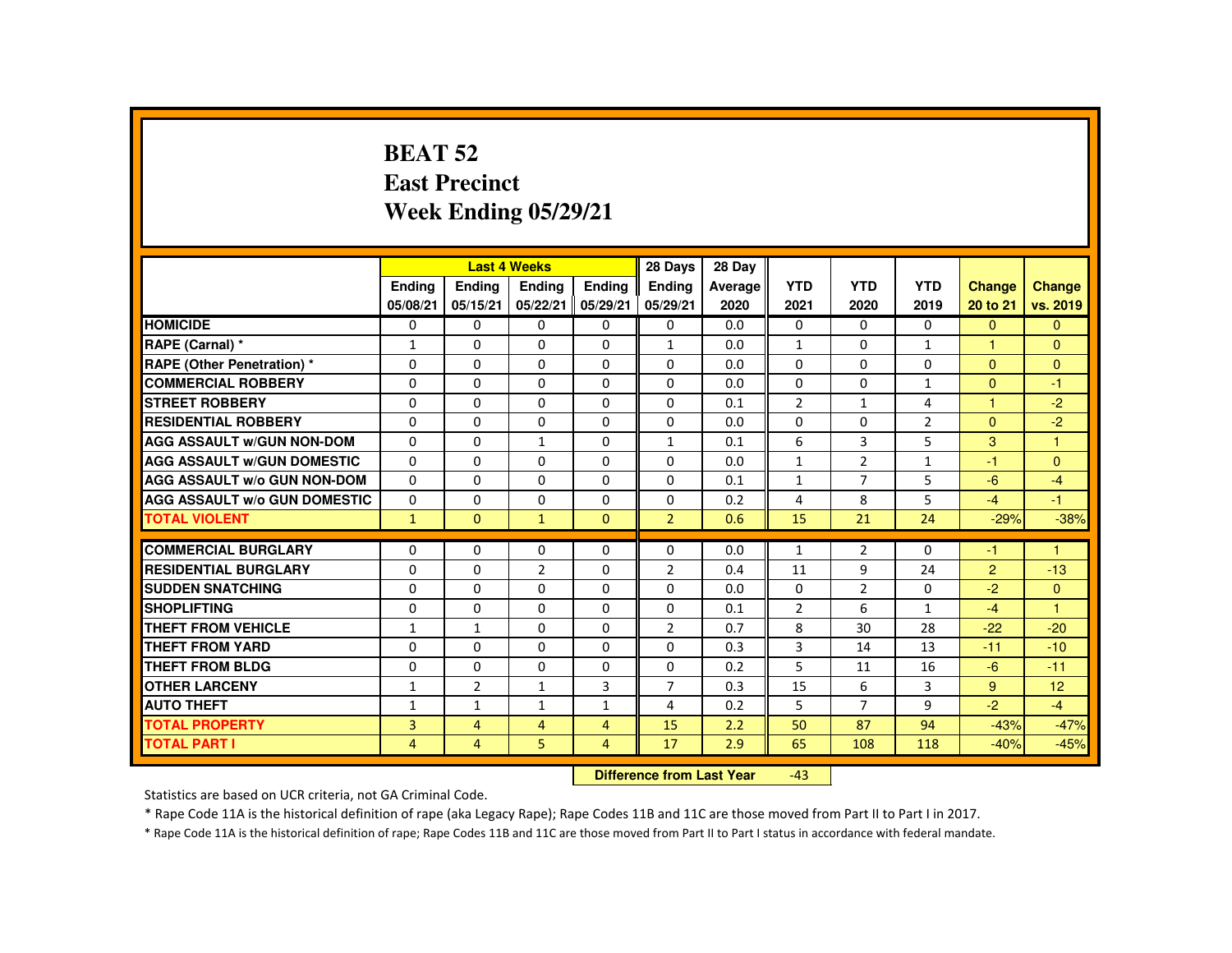# BEAT 52
## East Precinct
## Week Ending 05/29/21

| | Last 4 Weeks | | | | 28 Days | 28 Day | | | | | |
|---|---|---|---|---|---|---|---|---|---|---|---|
| | Ending 05/08/21 | Ending 05/15/21 | Ending 05/22/21 | Ending 05/29/21 | Ending 05/29/21 | Average 2020 | YTD 2021 | YTD 2020 | YTD 2019 | Change 20 to 21 | Change vs. 2019 |
| **HOMICIDE** | 0 | 0 | 0 | 0 | 0 | 0.0 | 0 | 0 | 0 | 0 | 0 |
| **RAPE (Carnal) *** | 1 | 0 | 0 | 0 | 1 | 0.0 | 1 | 0 | 1 | 1 | 0 |
| **RAPE (Other Penetration) *** | 0 | 0 | 0 | 0 | 0 | 0.0 | 0 | 0 | 0 | 0 | 0 |
| **COMMERCIAL ROBBERY** | 0 | 0 | 0 | 0 | 0 | 0.0 | 0 | 0 | 1 | 0 | -1 |
| **STREET ROBBERY** | 0 | 0 | 0 | 0 | 0 | 0.1 | 2 | 1 | 4 | 1 | -2 |
| **RESIDENTIAL ROBBERY** | 0 | 0 | 0 | 0 | 0 | 0.0 | 0 | 0 | 2 | 0 | -2 |
| **AGG ASSAULT w/GUN NON-DOM** | 0 | 0 | 1 | 0 | 1 | 0.1 | 6 | 3 | 5 | 3 | 1 |
| **AGG ASSAULT w/GUN DOMESTIC** | 0 | 0 | 0 | 0 | 0 | 0.0 | 1 | 2 | 1 | -1 | 0 |
| **AGG ASSAULT w/o GUN NON-DOM** | 0 | 0 | 0 | 0 | 0 | 0.1 | 1 | 7 | 5 | -6 | -4 |
| **AGG ASSAULT w/o GUN DOMESTIC** | 0 | 0 | 0 | 0 | 0 | 0.2 | 4 | 8 | 5 | -4 | -1 |
| **TOTAL VIOLENT** | 1 | 0 | 1 | 0 | 2 | 0.6 | 15 | 21 | 24 | -29% | -38% |
| **COMMERCIAL BURGLARY** | 0 | 0 | 0 | 0 | 0 | 0.0 | 1 | 2 | 0 | -1 | 1 |
| **RESIDENTIAL BURGLARY** | 0 | 0 | 2 | 0 | 2 | 0.4 | 11 | 9 | 24 | 2 | -13 |
| **SUDDEN SNATCHING** | 0 | 0 | 0 | 0 | 0 | 0.0 | 0 | 2 | 0 | -2 | 0 |
| **SHOPLIFTING** | 0 | 0 | 0 | 0 | 0 | 0.1 | 2 | 6 | 1 | -4 | 1 |
| **THEFT FROM VEHICLE** | 1 | 1 | 0 | 0 | 2 | 0.7 | 8 | 30 | 28 | -22 | -20 |
| **THEFT FROM YARD** | 0 | 0 | 0 | 0 | 0 | 0.3 | 3 | 14 | 13 | -11 | -10 |
| **THEFT FROM BLDG** | 0 | 0 | 0 | 0 | 0 | 0.2 | 5 | 11 | 16 | -6 | -11 |
| **OTHER LARCENY** | 1 | 2 | 1 | 3 | 7 | 0.3 | 15 | 6 | 3 | 9 | 12 |
| **AUTO THEFT** | 1 | 1 | 1 | 1 | 4 | 0.2 | 5 | 7 | 9 | -2 | -4 |
| **TOTAL PROPERTY** | 3 | 4 | 4 | 4 | 15 | 2.2 | 50 | 87 | 94 | -43% | -47% |
| **TOTAL PART I** | 4 | 4 | 5 | 4 | 17 | 2.9 | 65 | 108 | 118 | -40% | -45% |

**Difference from Last Year** -43

Statistics are based on UCR criteria, not GA Criminal Code.

* Rape Code 11A is the historical definition of rape (aka Legacy Rape); Rape Codes 11B and 11C are those moved from Part II to Part I in 2017.

* Rape Code 11A is the historical definition of rape; Rape Codes 11B and 11C are those moved from Part II to Part I status in accordance with federal mandate.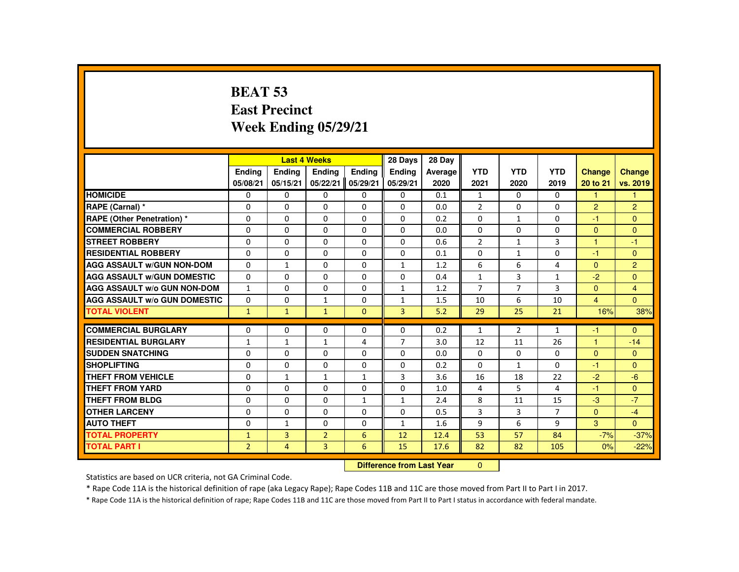# BEAT 53
## East Precinct
## Week Ending 05/29/21

| | Last 4 Weeks | | | | 28 Days | 28 Day | | | | | |
|---|---|---|---|---|---|---|---|---|---|---|---|
| | Ending 05/08/21 | Ending 05/15/21 | Ending 05/22/21 | Ending 05/29/21 | Ending 05/29/21 | Average 2020 | YTD 2021 | YTD 2020 | YTD 2019 | Change 20 to 21 | Change vs. 2019 |
| HOMICIDE | 0 | 0 | 0 | 0 | 0 | 0.1 | 1 | 0 | 0 | 1 | 1 |
| RAPE (Carnal) * | 0 | 0 | 0 | 0 | 0 | 0.0 | 2 | 0 | 0 | 2 | 2 |
| RAPE (Other Penetration) * | 0 | 0 | 0 | 0 | 0 | 0.2 | 0 | 1 | 0 | -1 | 0 |
| COMMERCIAL ROBBERY | 0 | 0 | 0 | 0 | 0 | 0.0 | 0 | 0 | 0 | 0 | 0 |
| STREET ROBBERY | 0 | 0 | 0 | 0 | 0 | 0.6 | 2 | 1 | 3 | 1 | -1 |
| RESIDENTIAL ROBBERY | 0 | 0 | 0 | 0 | 0 | 0.1 | 0 | 1 | 0 | -1 | 0 |
| AGG ASSAULT w/GUN NON-DOM | 0 | 1 | 0 | 0 | 1 | 1.2 | 6 | 6 | 4 | 0 | 2 |
| AGG ASSAULT w/GUN DOMESTIC | 0 | 0 | 0 | 0 | 0 | 0.4 | 1 | 3 | 1 | -2 | 0 |
| AGG ASSAULT w/o GUN NON-DOM | 1 | 0 | 0 | 0 | 1 | 1.2 | 7 | 7 | 3 | 0 | 4 |
| AGG ASSAULT w/o GUN DOMESTIC | 0 | 0 | 1 | 0 | 1 | 1.5 | 10 | 6 | 10 | 4 | 0 |
| TOTAL VIOLENT | 1 | 1 | 1 | 0 | 3 | 5.2 | 29 | 25 | 21 | 16% | 38% |
| COMMERCIAL BURGLARY | 0 | 0 | 0 | 0 | 0 | 0.2 | 1 | 2 | 1 | -1 | 0 |
| RESIDENTIAL BURGLARY | 1 | 1 | 1 | 4 | 7 | 3.0 | 12 | 11 | 26 | 1 | -14 |
| SUDDEN SNATCHING | 0 | 0 | 0 | 0 | 0 | 0.0 | 0 | 0 | 0 | 0 | 0 |
| SHOPLIFTING | 0 | 0 | 0 | 0 | 0 | 0.2 | 0 | 1 | 0 | -1 | 0 |
| THEFT FROM VEHICLE | 0 | 1 | 1 | 1 | 3 | 3.6 | 16 | 18 | 22 | -2 | -6 |
| THEFT FROM YARD | 0 | 0 | 0 | 0 | 0 | 1.0 | 4 | 5 | 4 | -1 | 0 |
| THEFT FROM BLDG | 0 | 0 | 0 | 1 | 1 | 2.4 | 8 | 11 | 15 | -3 | -7 |
| OTHER LARCENY | 0 | 0 | 0 | 0 | 0 | 0.5 | 3 | 3 | 7 | 0 | -4 |
| AUTO THEFT | 0 | 1 | 0 | 0 | 1 | 1.6 | 9 | 6 | 9 | 3 | 0 |
| TOTAL PROPERTY | 1 | 3 | 2 | 6 | 12 | 12.4 | 53 | 57 | 84 | -7% | -37% |
| TOTAL PART I | 2 | 4 | 3 | 6 | 15 | 17.6 | 82 | 82 | 105 | 0% | -22% |

**Difference from Last Year** 0

Statistics are based on UCR criteria, not GA Criminal Code.

* Rape Code 11A is the historical definition of rape (aka Legacy Rape); Rape Codes 11B and 11C are those moved from Part II to Part I in 2017.

* Rape Code 11A is the historical definition of rape; Rape Codes 11B and 11C are those moved from Part II to Part I status in accordance with federal mandate.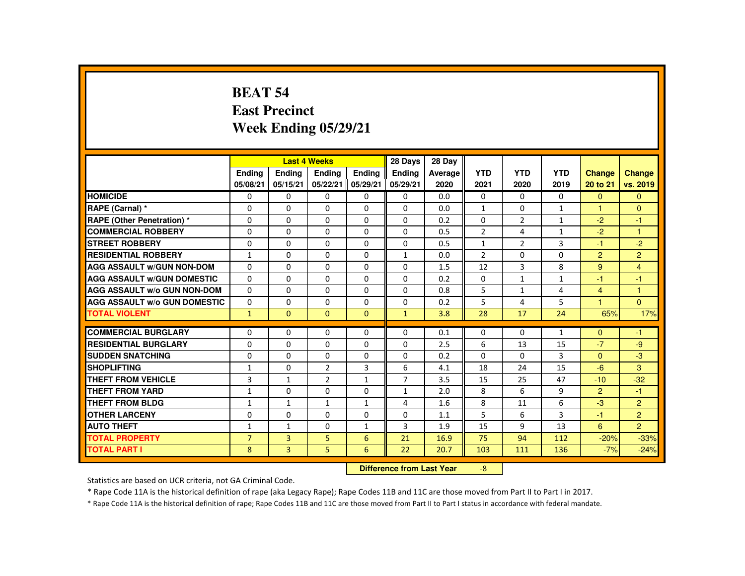# BEAT 54
## East Precinct
## Week Ending 05/29/21

| | Last 4 Weeks | | | | 28 Days | 28 Day | | | | | |
|---|---|---|---|---|---|---|---|---|---|---|---|
| | Ending 05/08/21 | Ending 05/15/21 | Ending 05/22/21 | Ending 05/29/21 | Ending 05/29/21 | Average 2020 | YTD 2021 | YTD 2020 | YTD 2019 | Change 20 to 21 | Change vs. 2019 |
| HOMICIDE | 0 | 0 | 0 | 0 | 0 | 0.0 | 0 | 0 | 0 | 0 | 0 |
| RAPE (Carnal) * | 0 | 0 | 0 | 0 | 0 | 0.0 | 1 | 0 | 1 | 1 | 0 |
| RAPE (Other Penetration) * | 0 | 0 | 0 | 0 | 0 | 0.2 | 0 | 2 | 1 | -2 | -1 |
| COMMERCIAL ROBBERY | 0 | 0 | 0 | 0 | 0 | 0.5 | 2 | 4 | 1 | -2 | 1 |
| STREET ROBBERY | 0 | 0 | 0 | 0 | 0 | 0.5 | 1 | 2 | 3 | -1 | -2 |
| RESIDENTIAL ROBBERY | 1 | 0 | 0 | 0 | 1 | 0.0 | 2 | 0 | 0 | 2 | 2 |
| AGG ASSAULT w/GUN NON-DOM | 0 | 0 | 0 | 0 | 0 | 1.5 | 12 | 3 | 8 | 9 | 4 |
| AGG ASSAULT w/GUN DOMESTIC | 0 | 0 | 0 | 0 | 0 | 0.2 | 0 | 1 | 1 | -1 | -1 |
| AGG ASSAULT w/o GUN NON-DOM | 0 | 0 | 0 | 0 | 0 | 0.8 | 5 | 1 | 4 | 4 | 1 |
| AGG ASSAULT w/o GUN DOMESTIC | 0 | 0 | 0 | 0 | 0 | 0.2 | 5 | 4 | 5 | 1 | 0 |
| TOTAL VIOLENT | 1 | 0 | 0 | 0 | 1 | 3.8 | 28 | 17 | 24 | 65% | 17% |
| COMMERCIAL BURGLARY | 0 | 0 | 0 | 0 | 0 | 0.1 | 0 | 0 | 1 | 0 | -1 |
| RESIDENTIAL BURGLARY | 0 | 0 | 0 | 0 | 0 | 2.5 | 6 | 13 | 15 | -7 | -9 |
| SUDDEN SNATCHING | 0 | 0 | 0 | 0 | 0 | 0.2 | 0 | 0 | 3 | 0 | -3 |
| SHOPLIFTING | 1 | 0 | 2 | 3 | 6 | 4.1 | 18 | 24 | 15 | -6 | 3 |
| THEFT FROM VEHICLE | 3 | 1 | 2 | 1 | 7 | 3.5 | 15 | 25 | 47 | -10 | -32 |
| THEFT FROM YARD | 1 | 0 | 0 | 0 | 1 | 2.0 | 8 | 6 | 9 | 2 | -1 |
| THEFT FROM BLDG | 1 | 1 | 1 | 1 | 4 | 1.6 | 8 | 11 | 6 | -3 | 2 |
| OTHER LARCENY | 0 | 0 | 0 | 0 | 0 | 1.1 | 5 | 6 | 3 | -1 | 2 |
| AUTO THEFT | 1 | 1 | 0 | 1 | 3 | 1.9 | 15 | 9 | 13 | 6 | 2 |
| TOTAL PROPERTY | 7 | 3 | 5 | 6 | 21 | 16.9 | 75 | 94 | 112 | -20% | -33% |
| TOTAL PART I | 8 | 3 | 5 | 6 | 22 | 20.7 | 103 | 111 | 136 | -7% | -24% |

**Difference from Last Year** -8

Statistics are based on UCR criteria, not GA Criminal Code.

* Rape Code 11A is the historical definition of rape (aka Legacy Rape); Rape Codes 11B and 11C are those moved from Part II to Part I in 2017.

* Rape Code 11A is the historical definition of rape; Rape Codes 11B and 11C are those moved from Part II to Part I status in accordance with federal mandate.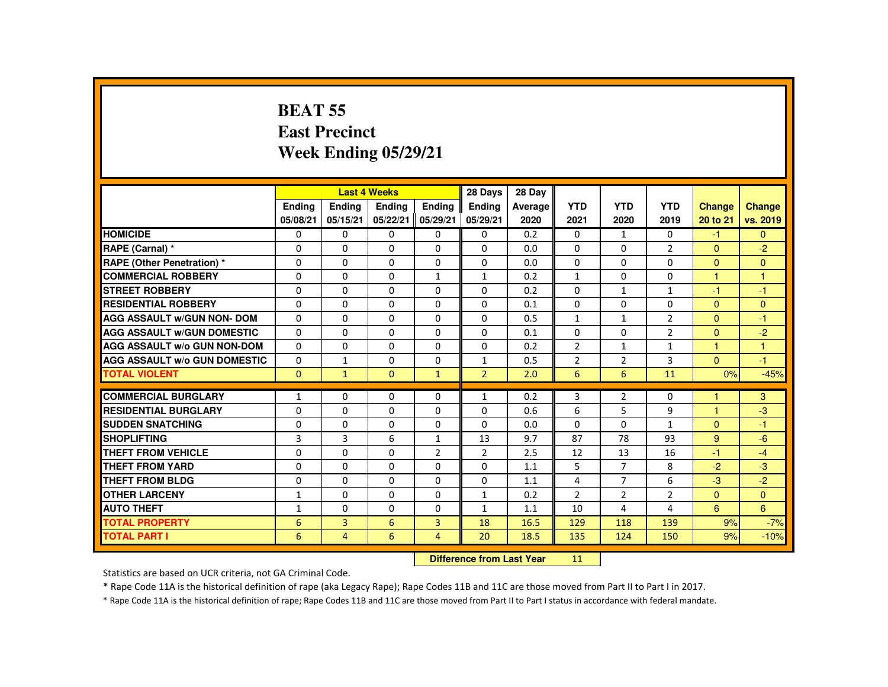# BEAT 55
## East Precinct
## Week Ending 05/29/21

| | Last 4 Weeks | | | | 28 Days | 28 Day | | | | | |
|---|---|---|---|---|---|---|---|---|---|---|---|
| | Ending 05/08/21 | Ending 05/15/21 | Ending 05/22/21 | Ending 05/29/21 | Ending 05/29/21 | Average 2020 | YTD 2021 | YTD 2020 | YTD 2019 | Change 20 to 21 | Change vs. 2019 |
| HOMICIDE | 0 | 0 | 0 | 0 | 0 | 0.2 | 0 | 1 | 0 | -1 | 0 |
| RAPE (Carnal) * | 0 | 0 | 0 | 0 | 0 | 0.0 | 0 | 0 | 2 | 0 | -2 |
| RAPE (Other Penetration) * | 0 | 0 | 0 | 0 | 0 | 0.0 | 0 | 0 | 0 | 0 | 0 |
| COMMERCIAL ROBBERY | 0 | 0 | 0 | 1 | 1 | 0.2 | 1 | 0 | 0 | 1 | 1 |
| STREET ROBBERY | 0 | 0 | 0 | 0 | 0 | 0.2 | 0 | 1 | 1 | -1 | -1 |
| RESIDENTIAL ROBBERY | 0 | 0 | 0 | 0 | 0 | 0.1 | 0 | 0 | 0 | 0 | 0 |
| AGG ASSAULT w/GUN NON- DOM | 0 | 0 | 0 | 0 | 0 | 0.5 | 1 | 1 | 2 | 0 | -1 |
| AGG ASSAULT w/GUN DOMESTIC | 0 | 0 | 0 | 0 | 0 | 0.1 | 0 | 0 | 2 | 0 | -2 |
| AGG ASSAULT w/o GUN NON-DOM | 0 | 0 | 0 | 0 | 0 | 0.2 | 2 | 1 | 1 | 1 | 1 |
| AGG ASSAULT w/o GUN DOMESTIC | 0 | 1 | 0 | 0 | 1 | 0.5 | 2 | 2 | 3 | 0 | -1 |
| TOTAL VIOLENT | 0 | 1 | 0 | 1 | 2 | 2.0 | 6 | 6 | 11 | 0% | -45% |
| COMMERCIAL BURGLARY | 1 | 0 | 0 | 0 | 1 | 0.2 | 3 | 2 | 0 | 1 | 3 |
| RESIDENTIAL BURGLARY | 0 | 0 | 0 | 0 | 0 | 0.6 | 6 | 5 | 9 | 1 | -3 |
| SUDDEN SNATCHING | 0 | 0 | 0 | 0 | 0 | 0.0 | 0 | 0 | 1 | 0 | -1 |
| SHOPLIFTING | 3 | 3 | 6 | 1 | 13 | 9.7 | 87 | 78 | 93 | 9 | -6 |
| THEFT FROM VEHICLE | 0 | 0 | 0 | 2 | 2 | 2.5 | 12 | 13 | 16 | -1 | -4 |
| THEFT FROM YARD | 0 | 0 | 0 | 0 | 0 | 1.1 | 5 | 7 | 8 | -2 | -3 |
| THEFT FROM BLDG | 0 | 0 | 0 | 0 | 0 | 1.1 | 4 | 7 | 6 | -3 | -2 |
| OTHER LARCENY | 1 | 0 | 0 | 0 | 1 | 0.2 | 2 | 2 | 2 | 0 | 0 |
| AUTO THEFT | 1 | 0 | 0 | 0 | 1 | 1.1 | 10 | 4 | 4 | 6 | 6 |
| TOTAL PROPERTY | 6 | 3 | 6 | 3 | 18 | 16.5 | 129 | 118 | 139 | 9% | -7% |
| TOTAL PART I | 6 | 4 | 6 | 4 | 20 | 18.5 | 135 | 124 | 150 | 9% | -10% |

**Difference from Last Year** 11

Statistics are based on UCR criteria, not GA Criminal Code.

* Rape Code 11A is the historical definition of rape (aka Legacy Rape); Rape Codes 11B and 11C are those moved from Part II to Part I in 2017.

* Rape Code 11A is the historical definition of rape; Rape Codes 11B and 11C are those moved from Part II to Part I status in accordance with federal mandate.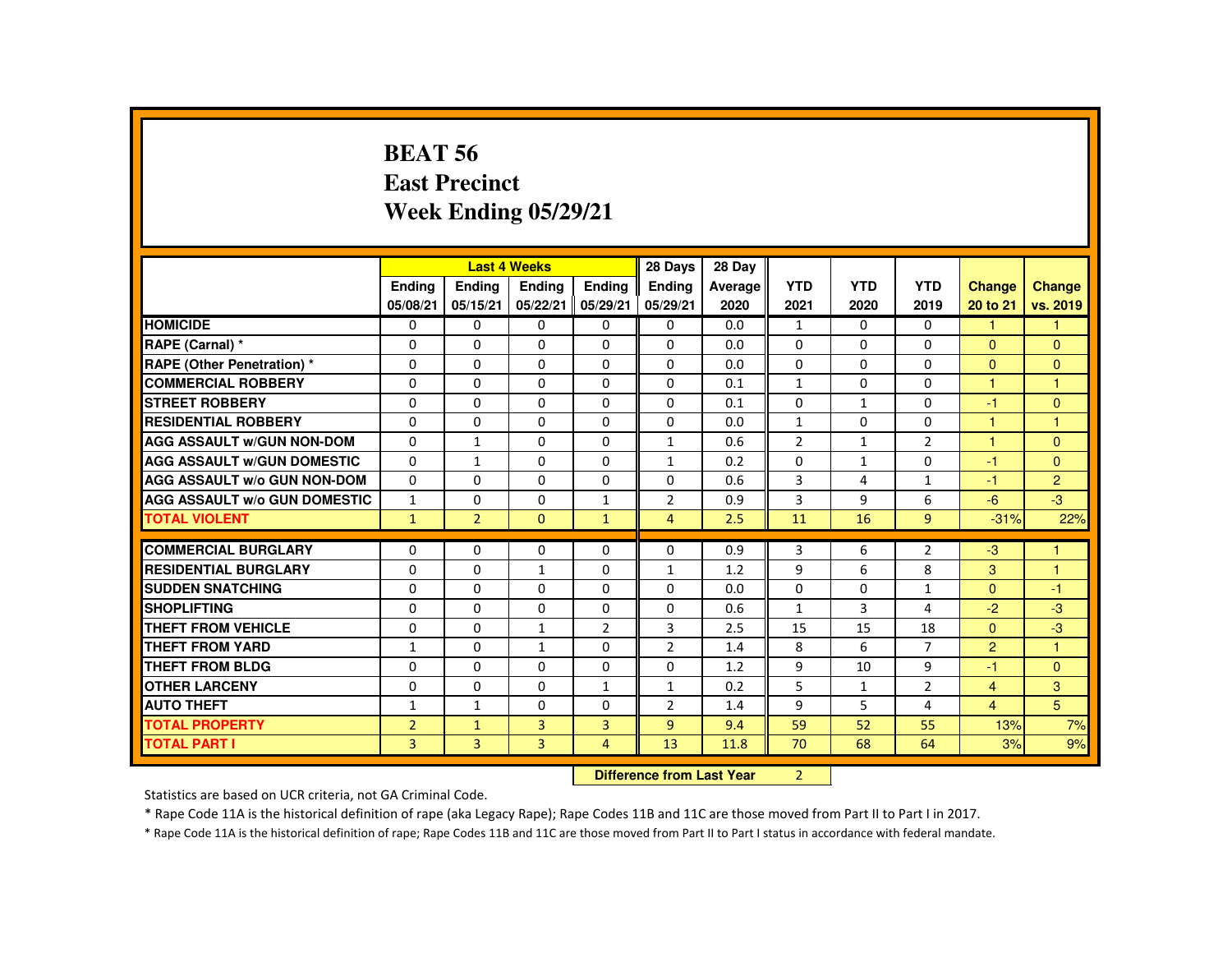# BEAT 56
## East Precinct
## Week Ending 05/29/21

| | Last 4 Weeks | | | | 28 Days | 28 Day | | | | | |
|---|---|---|---|---|---|---|---|---|---|---|---|
| | Ending 05/08/21 | Ending 05/15/21 | Ending 05/22/21 | Ending 05/29/21 | Ending 05/29/21 | Average 2020 | YTD 2021 | YTD 2020 | YTD 2019 | Change 20 to 21 | Change vs. 2019 |
| HOMICIDE | 0 | 0 | 0 | 0 | 0 | 0.0 | 1 | 0 | 0 | 1 | 1 |
| RAPE (Carnal) * | 0 | 0 | 0 | 0 | 0 | 0.0 | 0 | 0 | 0 | 0 | 0 |
| RAPE (Other Penetration) * | 0 | 0 | 0 | 0 | 0 | 0.0 | 0 | 0 | 0 | 0 | 0 |
| COMMERCIAL ROBBERY | 0 | 0 | 0 | 0 | 0 | 0.1 | 1 | 0 | 0 | 1 | 1 |
| STREET ROBBERY | 0 | 0 | 0 | 0 | 0 | 0.1 | 0 | 1 | 0 | -1 | 0 |
| RESIDENTIAL ROBBERY | 0 | 0 | 0 | 0 | 0 | 0.0 | 1 | 0 | 0 | 1 | 1 |
| AGG ASSAULT w/GUN NON-DOM | 0 | 1 | 0 | 0 | 1 | 0.6 | 2 | 1 | 2 | 1 | 0 |
| AGG ASSAULT w/GUN DOMESTIC | 0 | 1 | 0 | 0 | 1 | 0.2 | 0 | 1 | 0 | -1 | 0 |
| AGG ASSAULT w/o GUN NON-DOM | 0 | 0 | 0 | 0 | 0 | 0.6 | 3 | 4 | 1 | -1 | 2 |
| AGG ASSAULT w/o GUN DOMESTIC | 1 | 0 | 0 | 1 | 2 | 0.9 | 3 | 9 | 6 | -6 | -3 |
| TOTAL VIOLENT | 1 | 2 | 0 | 1 | 4 | 2.5 | 11 | 16 | 9 | -31% | 22% |
| COMMERCIAL BURGLARY | 0 | 0 | 0 | 0 | 0 | 0.9 | 3 | 6 | 2 | -3 | 1 |
| RESIDENTIAL BURGLARY | 0 | 0 | 1 | 0 | 1 | 1.2 | 9 | 6 | 8 | 3 | 1 |
| SUDDEN SNATCHING | 0 | 0 | 0 | 0 | 0 | 0.0 | 0 | 0 | 1 | 0 | -1 |
| SHOPLIFTING | 0 | 0 | 0 | 0 | 0 | 0.6 | 1 | 3 | 4 | -2 | -3 |
| THEFT FROM VEHICLE | 0 | 0 | 1 | 2 | 3 | 2.5 | 15 | 15 | 18 | 0 | -3 |
| THEFT FROM YARD | 1 | 0 | 1 | 0 | 2 | 1.4 | 8 | 6 | 7 | 2 | 1 |
| THEFT FROM BLDG | 0 | 0 | 0 | 0 | 0 | 1.2 | 9 | 10 | 9 | -1 | 0 |
| OTHER LARCENY | 0 | 0 | 0 | 1 | 1 | 0.2 | 5 | 1 | 2 | 4 | 3 |
| AUTO THEFT | 1 | 1 | 0 | 0 | 2 | 1.4 | 9 | 5 | 4 | 4 | 5 |
| TOTAL PROPERTY | 2 | 1 | 3 | 3 | 9 | 9.4 | 59 | 52 | 55 | 13% | 7% |
| TOTAL PART I | 3 | 3 | 3 | 4 | 13 | 11.8 | 70 | 68 | 64 | 3% | 9% |

**Difference from Last Year** 2

Statistics are based on UCR criteria, not GA Criminal Code.

* Rape Code 11A is the historical definition of rape (aka Legacy Rape); Rape Codes 11B and 11C are those moved from Part II to Part I in 2017.

* Rape Code 11A is the historical definition of rape; Rape Codes 11B and 11C are those moved from Part II to Part I status in accordance with federal mandate.